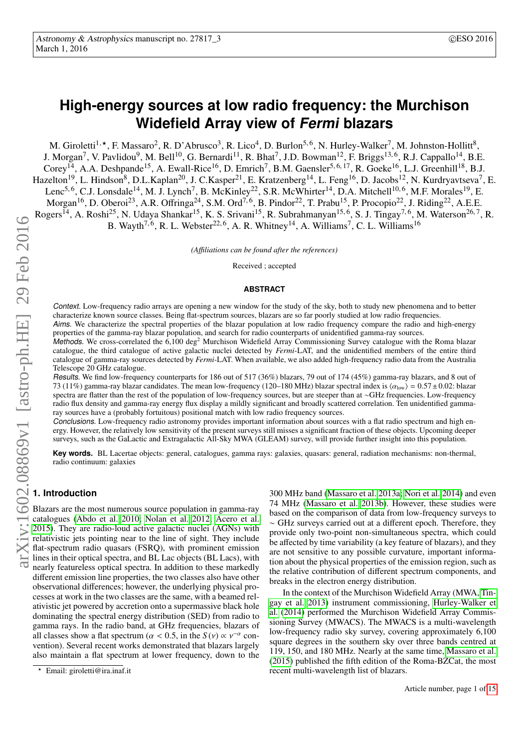# High-energy sources at low radio frequency: the Murchison Widefield Array view of *Fermi* blazars

M. Giroletti[1,⋆], F. Massaro[2], R. D'Abrusco[3], R. Lico[4], D. Burlon[5,6], N. Hurley-Walker[7], M. Johnston-Hollitt[8], J. Morgan[7], V. Pavlidou[9], M. Bell[10], G. Bernardi[11], R. Bhat[7], J.D. Bowman[12], F. Briggs[13,6], R.J. Cappallo[14], B.E. Corey[14], A.A. Deshpande[15], A. Ewall-Rice[16], D. Emrich[7], B.M. Gaensler[5,6,17], R. Goeke[16], L.J. Greenhill[18], B.J. Hazelton[19], L. Hindson[8], D.L.Kaplan[20], J. C.Kasper[21], E. Kratzenberg[14], L. Feng[16], D. Jacobs[12], N. Kurdryavtseva[7], E. Lenc[5,6], C.J. Lonsdale[14], M. J. Lynch[7], B. McKinley[22], S.R. McWhirter[14], D.A. Mitchell[10,6], M.F. Morales[19], E. Morgan[16], D. Oberoi[23], A.R. Offringa[24], S.M. Ord[7,6], B. Pindor[22], T. Prabu[15], P. Procopio[22], J. Riding[22], A.E.E. Rogers[14], A. Roshi[25], N. Udaya Shankar[15], K. S. Srivani[15], R. Subrahmanyan[15,6], S. J. Tingay[7,6], M. Waterson[26,7], R. B. Wayth[7,6], R. L. Webster[22,6], A. R. Whitney[14], A. Williams[7], C. L. Williams[16]

*(Affiliations can be found after the references)*

Received ; accepted

## ABSTRACT

*Context.* Low-frequency radio arrays are opening a new window for the study of the sky, both to study new phenomena and to better characterize known source classes. Being flat-spectrum sources, blazars are so far poorly studied at low radio frequencies.

*Aims.* We characterize the spectral properties of the blazar population at low radio frequency compare the radio and high-energy properties of the gamma-ray blazar population, and search for radio counterparts of unidentified gamma-ray sources.

*Methods.* We cross-correlated the 6,100 deg$^2$ Murchison Widefield Array Commissioning Survey catalogue with the Roma blazar catalogue, the third catalogue of active galactic nuclei detected by *Fermi*-LAT, and the unidentified members of the entire third catalogue of gamma-ray sources detected by *Fermi*-LAT. When available, we also added high-frequency radio data from the Australia Telescope 20 GHz catalogue.

*Results.* We find low-frequency counterparts for 186 out of 517 (36%) blazars, 79 out of 174 (45%) gamma-ray blazars, and 8 out of 73 (11%) gamma-ray blazar candidates. The mean low-frequency (120–180 MHz) blazar spectral index is $\langle \alpha_{\rm low} \rangle = 0.57 \pm 0.02$: blazar spectra are flatter than the rest of the population of low-frequency sources, but are steeper than at ∼GHz frequencies. Low-frequency radio flux density and gamma-ray energy flux display a mildly significant and broadly scattered correlation. Ten unidentified gamma-ray sources have a (probably fortuitous) positional match with low radio frequency sources.

*Conclusions.* Low-frequency radio astronomy provides important information about sources with a flat radio spectrum and high energy. However, the relatively low sensitivity of the present surveys still misses a significant fraction of these objects. Upcoming deeper surveys, such as the GaLactic and Extragalactic All-Sky MWA (GLEAM) survey, will provide further insight into this population.

**Key words.** BL Lacertae objects: general, catalogues, gamma rays: galaxies, quasars: general, radiation mechanisms: non-thermal, radio continuum: galaxies

## 1. Introduction

Blazars are the most numerous source population in gamma-ray catalogues (Abdo et al. 2010; Nolan et al. 2012; Acero et al. 2015). They are radio-loud active galactic nuclei (AGNs) with relativistic jets pointing near to the line of sight. They include flat-spectrum radio quasars (FSRQ), with prominent emission lines in their optical spectra, and BL Lac objects (BL Lacs), with nearly featureless optical spectra. In addition to these markedly different emission line properties, the two classes also have other observational differences; however, the underlying physical processes at work in the two classes are the same, with a beamed relativistic jet powered by accretion onto a supermassive black hole dominating the spectral energy distribution (SED) from radio to gamma rays. In the radio band, at GHz frequencies, blazars of all classes show a flat spectrum ($\alpha < 0.5$, in the $S(\nu) \propto \nu^{-\alpha}$ convention). Several recent works demonstrated that blazars largely also maintain a flat spectrum at lower frequency, down to the 300 MHz band (Massaro et al. 2013a; Nori et al. 2014) and even 74 MHz (Massaro et al. 2013b). However, these studies were based on the comparison of data from low-frequency surveys to ∼ GHz surveys carried out at a different epoch. Therefore, they provide only two-point non-simultaneous spectra, which could be affected by time variability (a key feature of blazars), and they are not sensitive to any possible curvature, important information about the physical properties of the emission region, such as the relative contribution of different spectrum components, and breaks in the electron energy distribution.

In the context of the Murchison Widefield Array (MWA, Tingay et al. 2013) instrument commissioning, Hurley-Walker et al. (2014) performed the Murchison Widefield Array Commissioning Survey (MWACS). The MWACS is a multi-wavelength low-frequency radio sky survey, covering approximately 6,100 square degrees in the southern sky over three bands centred at 119, 150, and 180 MHz. Nearly at the same time, Massaro et al. (2015) published the fifth edition of the Roma-BZCat, the most recent multi-wavelength list of blazars.

⋆ Email: giroletti@ira.inaf.it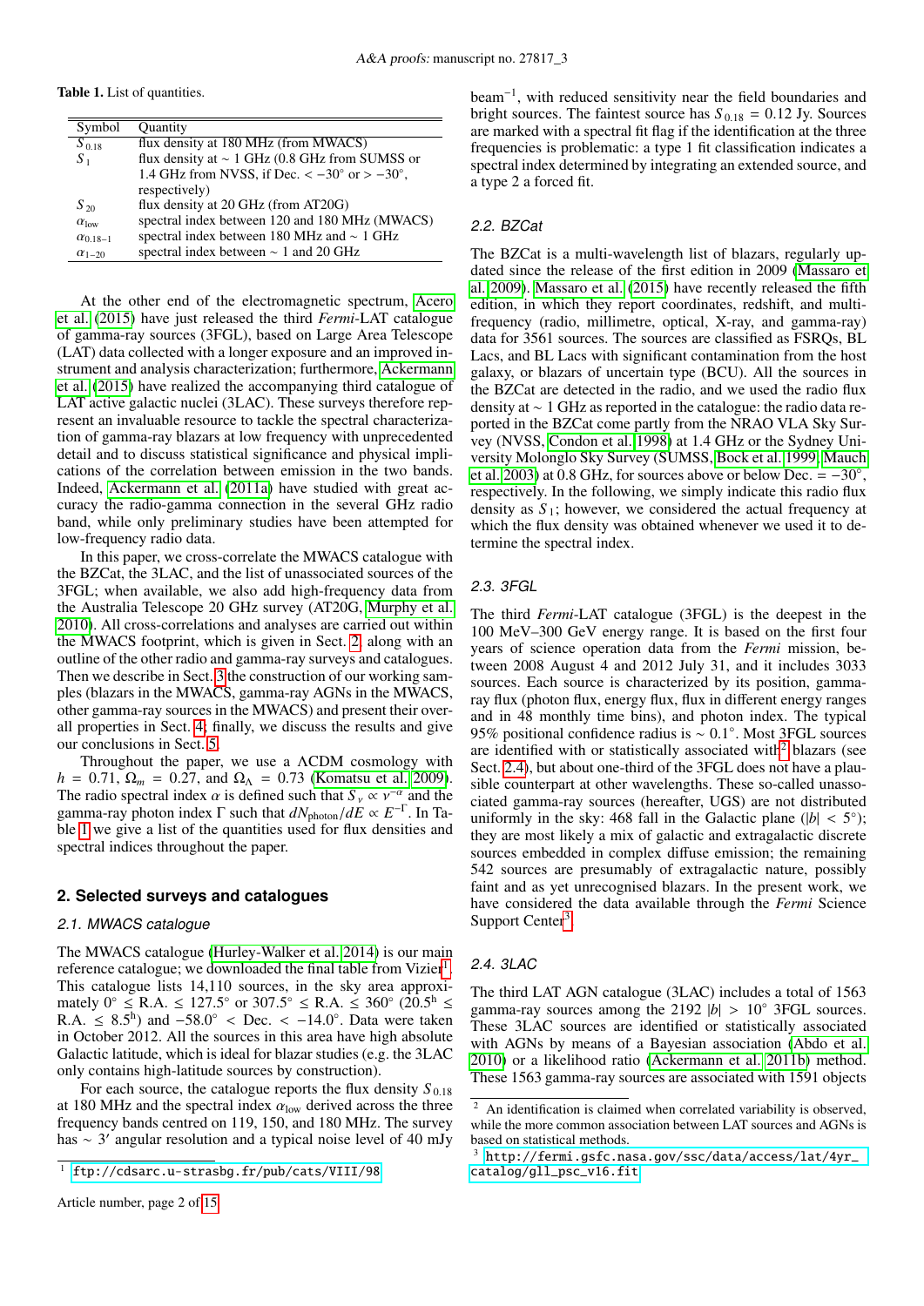**Table 1.** List of quantities.

| Symbol | Quantity |
|---|---|
| $S_{0.18}$ | flux density at 180 MHz (from MWACS) |
| $S_1$ | flux density at ∼ 1 GHz (0.8 GHz from SUMSS or 1.4 GHz from NVSS, if Dec. < −30° or > −30°, respectively) |
| $S_{20}$ | flux density at 20 GHz (from AT20G) |
| $\alpha_{\rm low}$ | spectral index between 120 and 180 MHz (MWACS) |
| $\alpha_{0.18-1}$ | spectral index between 180 MHz and ∼ 1 GHz |
| $\alpha_{1-20}$ | spectral index between ∼ 1 and 20 GHz |

At the other end of the electromagnetic spectrum, Acero et al. (2015) have just released the third *Fermi*-LAT catalogue of gamma-ray sources (3FGL), based on Large Area Telescope (LAT) data collected with a longer exposure and an improved instrument and analysis characterization; furthermore, Ackermann et al. (2015) have realized the accompanying third catalogue of LAT active galactic nuclei (3LAC). These surveys therefore represent an invaluable resource to tackle the spectral characterization of gamma-ray blazars at low frequency with unprecedented detail and to discuss statistical significance and physical implications of the correlation between emission in the two bands. Indeed, Ackermann et al. (2011a) have studied with great accuracy the radio-gamma connection in the several GHz radio band, while only preliminary studies have been attempted for low-frequency radio data.

In this paper, we cross-correlate the MWACS catalogue with the BZCat, the 3LAC, and the list of unassociated sources of the 3FGL; when available, we also add high-frequency data from the Australia Telescope 20 GHz survey (AT20G, Murphy et al. 2010). All cross-correlations and analyses are carried out within the MWACS footprint, which is given in Sect. 2, along with an outline of the other radio and gamma-ray surveys and catalogues. Then we describe in Sect. 3 the construction of our working samples (blazars in the MWACS, gamma-ray AGNs in the MWACS, other gamma-ray sources in the MWACS) and present their overall properties in Sect. 4; finally, we discuss the results and give our conclusions in Sect. 5.

Throughout the paper, we use a ΛCDM cosmology with $h = 0.71$, $\Omega_m = 0.27$, and $\Omega_\Lambda = 0.73$ (Komatsu et al. 2009). The radio spectral index $\alpha$ is defined such that $S_\nu \propto \nu^{-\alpha}$ and the gamma-ray photon index $\Gamma$ such that $dN_{\rm photon}/dE \propto E^{-\Gamma}$. In Table 1 we give a list of the quantities used for flux densities and spectral indices throughout the paper.

## 2. Selected surveys and catalogues

### 2.1. MWACS catalogue

The MWACS catalogue (Hurley-Walker et al. 2014) is our main reference catalogue; we downloaded the final table from Vizier[1]. This catalogue lists 14,110 sources, in the sky area approximately 0° ≤ R.A. ≤ 127.5° or 307.5° ≤ R.A. ≤ 360° ($20.5^{\rm h}$ ≤ R.A. ≤ $8.5^{\rm h}$) and −58.0° < Dec. < −14.0°. Data were taken in October 2012. All the sources in this area have high absolute Galactic latitude, which is ideal for blazar studies (e.g. the 3LAC only contains high-latitude sources by construction).

For each source, the catalogue reports the flux density $S_{0.18}$ at 180 MHz and the spectral index $\alpha_{\rm low}$ derived across the three frequency bands centred on 119, 150, and 180 MHz. The survey has ∼ 3′ angular resolution and a typical noise level of 40 mJy beam$^{-1}$, with reduced sensitivity near the field boundaries and bright sources. The faintest source has $S_{0.18}$ = 0.12 Jy. Sources are marked with a spectral fit flag if the identification at the three frequencies is problematic: a type 1 fit classification indicates a spectral index determined by integrating an extended source, and a type 2 a forced fit.

### 2.2. BZCat

The BZCat is a multi-wavelength list of blazars, regularly updated since the release of the first edition in 2009 (Massaro et al. 2009). Massaro et al. (2015) have recently released the fifth edition, in which they report coordinates, redshift, and multi-frequency (radio, millimetre, optical, X-ray, and gamma-ray) data for 3561 sources. The sources are classified as FSRQs, BL Lacs, and BL Lacs with significant contamination from the host galaxy, or blazars of uncertain type (BCU). All the sources in the BZCat are detected in the radio, and we used the radio flux density at ∼ 1 GHz as reported in the catalogue: the radio data reported in the BZCat come partly from the NRAO VLA Sky Survey (NVSS, Condon et al. 1998) at 1.4 GHz or the Sydney University Molonglo Sky Survey (SUMSS, Bock et al. 1999; Mauch et al. 2003) at 0.8 GHz, for sources above or below Dec. = −30°, respectively. In the following, we simply indicate this radio flux density as $S_1$; however, we considered the actual frequency at which the flux density was obtained whenever we used it to determine the spectral index.

### 2.3. 3FGL

The third *Fermi*-LAT catalogue (3FGL) is the deepest in the 100 MeV–300 GeV energy range. It is based on the first four years of science operation data from the *Fermi* mission, between 2008 August 4 and 2012 July 31, and it includes 3033 sources. Each source is characterized by its position, gamma-ray flux (photon flux, energy flux, flux in different energy ranges and in 48 monthly time bins), and photon index. The typical 95% positional confidence radius is ∼ 0.1°. Most 3FGL sources are identified with or statistically associated with[2] blazars (see Sect. 2.4), but about one-third of the 3FGL does not have a plausible counterpart at other wavelengths. These so-called unassociated gamma-ray sources (hereafter, UGS) are not distributed uniformly in the sky: 468 fall in the Galactic plane ($|b| < 5°$); they are most likely a mix of galactic and extragalactic discrete sources embedded in complex diffuse emission; the remaining 542 sources are presumably of extragalactic nature, possibly faint and as yet unrecognised blazars. In the present work, we have considered the data available through the *Fermi* Science Support Center[3].

### 2.4. 3LAC

The third LAT AGN catalogue (3LAC) includes a total of 1563 gamma-ray sources among the 2192 $|b| > 10°$ 3FGL sources. These 3LAC sources are identified or statistically associated with AGNs by means of a Bayesian association (Abdo et al. 2010) or a likelihood ratio (Ackermann et al. 2011b) method. These 1563 gamma-ray sources are associated with 1591 objects

---

[1] ftp://cdsarc.u-strasbg.fr/pub/cats/VIII/98

[2] An identification is claimed when correlated variability is observed, while the more common association between LAT sources and AGNs is based on statistical methods.

[3] http://fermi.gsfc.nasa.gov/ssc/data/access/lat/4yr_catalog/gll_psc_v16.fit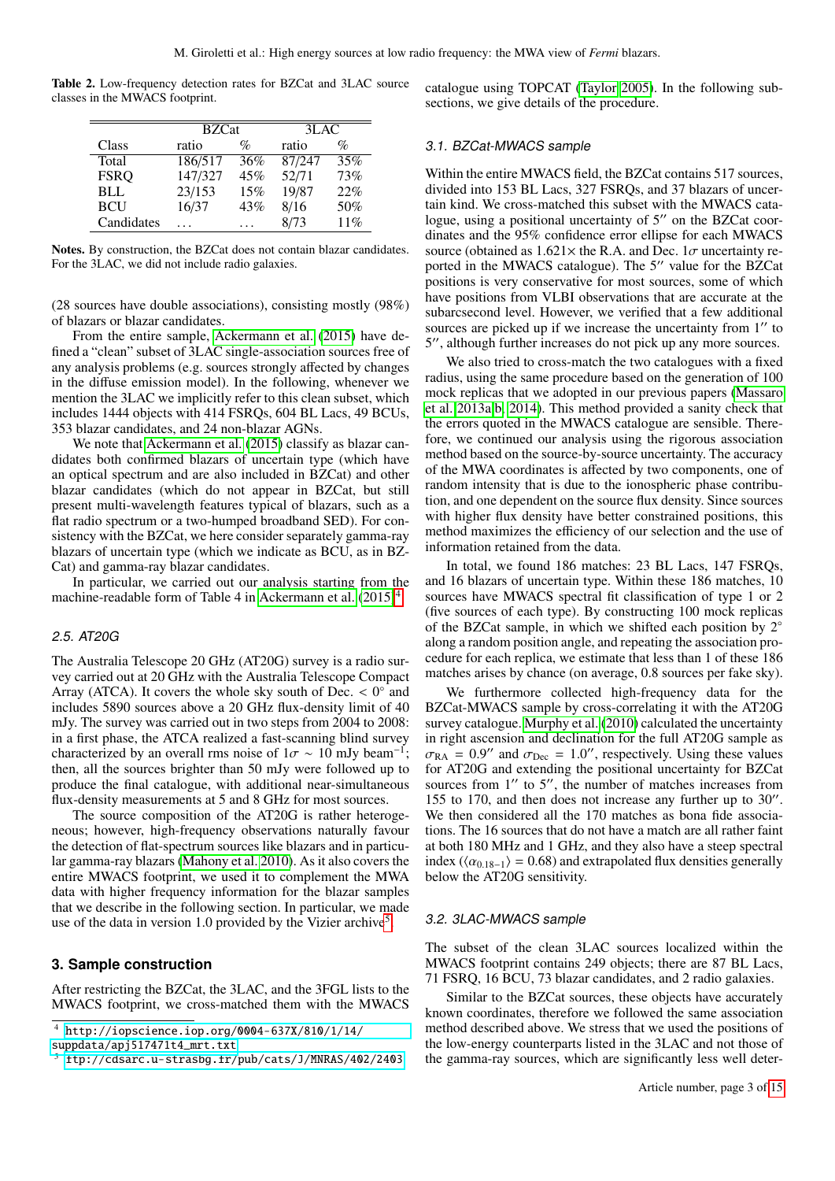**Table 2.** Low-frequency detection rates for BZCat and 3LAC source classes in the MWACS footprint.

| | BZCat | | 3LAC | |
|---|---|---|---|---|
| Class | ratio | % | ratio | % |
| Total | 186/517 | 36% | 87/247 | 35% |
| FSRQ | 147/327 | 45% | 52/71 | 73% |
| BLL | 23/153 | 15% | 19/87 | 22% |
| BCU | 16/37 | 43% | 8/16 | 50% |
| Candidates | ... | ... | 8/73 | 11% |

**Notes.** By construction, the BZCat does not contain blazar candidates. For the 3LAC, we did not include radio galaxies.

(28 sources have double associations), consisting mostly (98%) of blazars or blazar candidates.

From the entire sample, Ackermann et al. (2015) have defined a "clean" subset of 3LAC single-association sources free of any analysis problems (e.g. sources strongly affected by changes in the diffuse emission model). In the following, whenever we mention the 3LAC we implicitly refer to this clean subset, which includes 1444 objects with 414 FSRQs, 604 BL Lacs, 49 BCUs, 353 blazar candidates, and 24 non-blazar AGNs.

We note that Ackermann et al. (2015) classify as blazar candidates both confirmed blazars of uncertain type (which have an optical spectrum and are also included in BZCat) and other blazar candidates (which do not appear in BZCat, but still present multi-wavelength features typical of blazars, such as a flat radio spectrum or a two-humped broadband SED). For consistency with the BZCat, we here consider separately gamma-ray blazars of uncertain type (which we indicate as BCU, as in BZCat) and gamma-ray blazar candidates.

In particular, we carried out our analysis starting from the machine-readable form of Table 4 in Ackermann et al. (2015)[4].

### 2.5. AT20G

The Australia Telescope 20 GHz (AT20G) survey is a radio survey carried out at 20 GHz with the Australia Telescope Compact Array (ATCA). It covers the whole sky south of Dec. $< 0°$ and includes 5890 sources above a 20 GHz flux-density limit of 40 mJy. The survey was carried out in two steps from 2004 to 2008: in a first phase, the ATCA realized a fast-scanning blind survey characterized by an overall rms noise of $1\sigma \sim 10$ mJy beam$^{-1}$; then, all the sources brighter than 50 mJy were followed up to produce the final catalogue, with additional near-simultaneous flux-density measurements at 5 and 8 GHz for most sources.

The source composition of the AT20G is rather heterogeneous; however, high-frequency observations naturally favour the detection of flat-spectrum sources like blazars and in particular gamma-ray blazars (Mahony et al. 2010). As it also covers the entire MWACS footprint, we used it to complement the MWA data with higher frequency information for the blazar samples that we describe in the following section. In particular, we made use of the data in version 1.0 provided by the Vizier archive[5].

## 3. Sample construction

After restricting the BZCat, the 3LAC, and the 3FGL lists to the MWACS footprint, we cross-matched them with the MWACS catalogue using TOPCAT (Taylor 2005). In the following subsections, we give details of the procedure.

### 3.1. BZCat-MWACS sample

Within the entire MWACS field, the BZCat contains 517 sources, divided into 153 BL Lacs, 327 FSRQs, and 37 blazars of uncertain kind. We cross-matched this subset with the MWACS catalogue, using a positional uncertainty of 5″ on the BZCat coordinates and the 95% confidence error ellipse for each MWACS source (obtained as 1.621× the R.A. and Dec. $1\sigma$ uncertainty reported in the MWACS catalogue). The 5″ value for the BZCat positions is very conservative for most sources, some of which have positions from VLBI observations that are accurate at the subarcsecond level. However, we verified that a few additional sources are picked up if we increase the uncertainty from 1″ to 5″, although further increases do not pick up any more sources.

We also tried to cross-match the two catalogues with a fixed radius, using the same procedure based on the generation of 100 mock replicas that we adopted in our previous papers (Massaro et al. 2013a,b, 2014). This method provided a sanity check that the errors quoted in the MWACS catalogue are sensible. Therefore, we continued our analysis using the rigorous association method based on the source-by-source uncertainty. The accuracy of the MWA coordinates is affected by two components, one of random intensity that is due to the ionospheric phase contribution, and one dependent on the source flux density. Since sources with higher flux density have better constrained positions, this method maximizes the efficiency of our selection and the use of information retained from the data.

In total, we found 186 matches: 23 BL Lacs, 147 FSRQs, and 16 blazars of uncertain type. Within these 186 matches, 10 sources have MWACS spectral fit classification of type 1 or 2 (five sources of each type). By constructing 100 mock replicas of the BZCat sample, in which we shifted each position by 2° along a random position angle, and repeating the association procedure for each replica, we estimate that less than 1 of these 186 matches arises by chance (on average, 0.8 sources per fake sky).

We furthermore collected high-frequency data for the BZCat-MWACS sample by cross-correlating it with the AT20G survey catalogue. Murphy et al. (2010) calculated the uncertainty in right ascension and declination for the full AT20G sample as $\sigma_{\rm RA} = 0.9''$ and $\sigma_{\rm Dec} = 1.0''$, respectively. Using these values for AT20G and extending the positional uncertainty for BZCat sources from 1″ to 5″, the number of matches increases from 155 to 170, and then does not increase any further up to 30″. We then considered all the 170 matches as bona fide associations. The 16 sources that do not have a match are all rather faint at both 180 MHz and 1 GHz, and they also have a steep spectral index ($\langle\alpha_{0.18-1}\rangle = 0.68$) and extrapolated flux densities generally below the AT20G sensitivity.

### 3.2. 3LAC-MWACS sample

The subset of the clean 3LAC sources localized within the MWACS footprint contains 249 objects; there are 87 BL Lacs, 71 FSRQ, 16 BCU, 73 blazar candidates, and 2 radio galaxies.

Similar to the BZCat sources, these objects have accurately known coordinates, therefore we followed the same association method described above. We stress that we used the positions of the low-energy counterparts listed in the 3LAC and not those of the gamma-ray sources, which are significantly less well deter-

[4] http://iopscience.iop.org/0004-637X/810/1/14/suppdata/apj517471t4_mrt.txt

[5] ftp://cdsarc.u-strasbg.fr/pub/cats/J/MNRAS/402/2403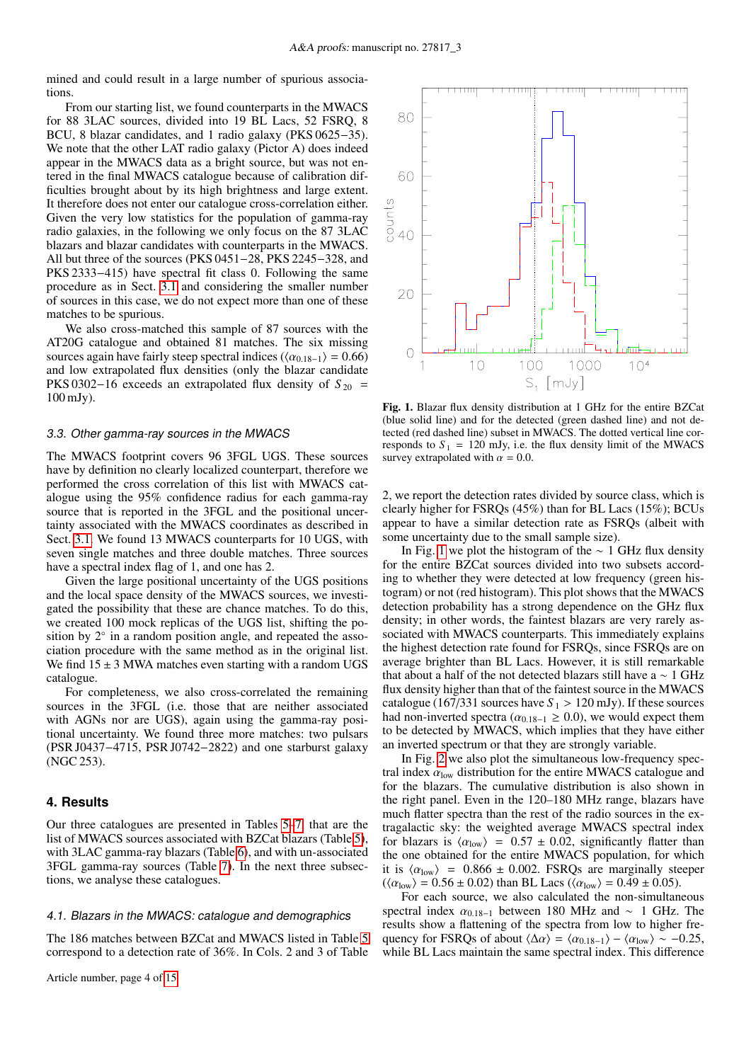mined and could result in a large number of spurious associations.

From our starting list, we found counterparts in the MWACS for 88 3LAC sources, divided into 19 BL Lacs, 52 FSRQ, 8 BCU, 8 blazar candidates, and 1 radio galaxy (PKS 0625−35). We note that the other LAT radio galaxy (Pictor A) does indeed appear in the MWACS data as a bright source, but was not entered in the final MWACS catalogue because of calibration difficulties brought about by its high brightness and large extent. It therefore does not enter our catalogue cross-correlation either. Given the very low statistics for the population of gamma-ray radio galaxies, in the following we only focus on the 87 3LAC blazars and blazar candidates with counterparts in the MWACS. All but three of the sources (PKS 0451−28, PKS 2245−328, and PKS 2333−415) have spectral fit class 0. Following the same procedure as in Sect. 3.1 and considering the smaller number of sources in this case, we do not expect more than one of these matches to be spurious.

We also cross-matched this sample of 87 sources with the AT20G catalogue and obtained 81 matches. The six missing sources again have fairly steep spectral indices ($\langle \alpha_{0.18-1} \rangle = 0.66$) and low extrapolated flux densities (only the blazar candidate PKS 0302−16 exceeds an extrapolated flux density of $S_{20}$ = 100 mJy).

### 3.3. Other gamma-ray sources in the MWACS

The MWACS footprint covers 96 3FGL UGS. These sources have by definition no clearly localized counterpart, therefore we performed the cross correlation of this list with MWACS catalogue using the 95% confidence radius for each gamma-ray source that is reported in the 3FGL and the positional uncertainty associated with the MWACS coordinates as described in Sect. 3.1. We found 13 MWACS counterparts for 10 UGS, with seven single matches and three double matches. Three sources have a spectral index flag of 1, and one has 2.

Given the large positional uncertainty of the UGS positions and the local space density of the MWACS sources, we investigated the possibility that these are chance matches. To do this, we created 100 mock replicas of the UGS list, shifting the position by 2° in a random position angle, and repeated the association procedure with the same method as in the original list. We find 15 ± 3 MWA matches even starting with a random UGS catalogue.

For completeness, we also cross-correlated the remaining sources in the 3FGL (i.e. those that are neither associated with AGNs nor are UGS), again using the gamma-ray positional uncertainty. We found three more matches: two pulsars (PSR J0437−4715, PSR J0742−2822) and one starburst galaxy (NGC 253).

## 4. Results

Our three catalogues are presented in Tables 5–7 that are the list of MWACS sources associated with BZCat blazars (Table 5), with 3LAC gamma-ray blazars (Table 6), and with un-associated 3FGL gamma-ray sources (Table 7). In the next three subsections, we analyse these catalogues.

### 4.1. Blazars in the MWACS: catalogue and demographics

The 186 matches between BZCat and MWACS listed in Table 5 correspond to a detection rate of 36%. In Cols. 2 and 3 of Table 2, we report the detection rates divided by source class, which is clearly higher for FSRQs (45%) than for BL Lacs (15%); BCUs appear to have a similar detection rate as FSRQs (albeit with some uncertainty due to the small sample size).

Fig. 1. Blazar flux density distribution at 1 GHz for the entire BZCat (blue solid line) and for the detected (green dashed line) and for not detected (red dashed line) subset in MWACS. The dotted vertical line corresponds to $S_1$ = 120 mJy, i.e. the flux density limit of the MWACS survey extrapolated with $\alpha = 0.0$.

In Fig. 1 we plot the histogram of the ~ 1 GHz flux density for the entire BZCat sources divided into two subsets according to whether they were detected at low frequency (green histogram) or not (red histogram). This plot shows that the MWACS detection probability has a strong dependence on the GHz flux density; in other words, the faintest blazars are very rarely associated with MWACS counterparts. This immediately explains the highest detection rate found for FSRQs, since FSRQs are on average brighter than BL Lacs. However, it is still remarkable that about a half of the not detected blazars still have a ~ 1 GHz flux density higher than that of the faintest source in the MWACS catalogue (167/331 sources have $S_1 > 120$ mJy). If these sources had non-inverted spectra ($\alpha_{0.18-1} \geq 0.0$), we would expect them to be detected by MWACS, which implies that they have either an inverted spectrum or that they are strongly variable.

In Fig. 2 we also plot the simultaneous low-frequency spectral index $\alpha_{\rm low}$ distribution for the entire MWACS catalogue and for the blazars. The cumulative distribution is also shown in the right panel. Even in the 120–180 MHz range, blazars have much flatter spectra than the rest of the radio sources in the extragalactic sky: the weighted average MWACS spectral index for blazars is $\langle \alpha_{\rm low} \rangle = 0.57 \pm 0.02$, significantly flatter than the one obtained for the entire MWACS population, for which it is $\langle \alpha_{\rm low} \rangle = 0.866 \pm 0.002$. FSRQs are marginally steeper ($\langle \alpha_{\rm low} \rangle = 0.56 \pm 0.02$) than BL Lacs ($\langle \alpha_{\rm low} \rangle = 0.49 \pm 0.05$).

For each source, we also calculated the non-simultaneous spectral index $\alpha_{0.18-1}$ between 180 MHz and ~ 1 GHz. The results show a flattening of the spectra from low to higher frequency for FSRQs of about $\langle \Delta\alpha \rangle = \langle \alpha_{0.18-1} \rangle - \langle \alpha_{\rm low} \rangle \sim -0.25$, while BL Lacs maintain the same spectral index. This difference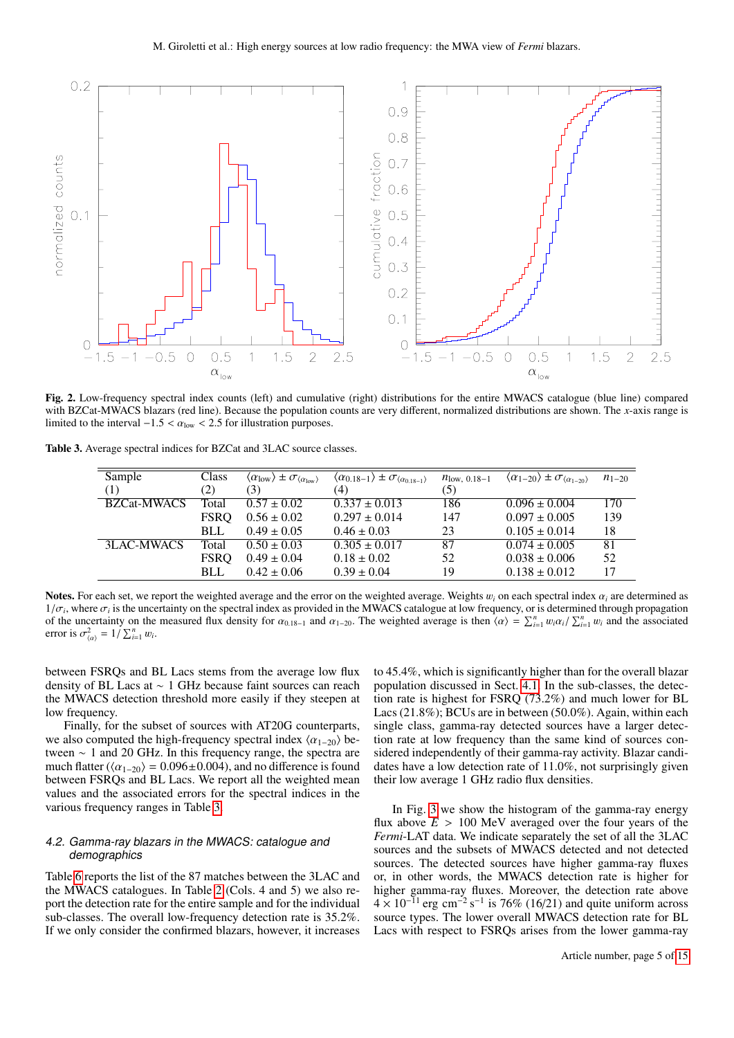**Fig. 2.** Low-frequency spectral index counts (left) and cumulative (right) distributions for the entire MWACS catalogue (blue line) compared with BZCat-MWACS blazars (red line). Because the population counts are very different, normalized distributions are shown. The $x$-axis range is limited to the interval $-1.5 < \alpha_{\rm low} < 2.5$ for illustration purposes.

**Table 3.** Average spectral indices for BZCat and 3LAC source classes.

| Sample (1) | Class (2) | $\langle\alpha_{\rm low}\rangle \pm \sigma_{\langle\alpha_{\rm low}\rangle}$ (3) | $\langle\alpha_{0.18-1}\rangle \pm \sigma_{\langle\alpha_{0.18-1}\rangle}$ (4) | $n_{\rm low,\,0.18-1}$ (5) | $\langle\alpha_{1-20}\rangle \pm \sigma_{\langle\alpha_{1-20}\rangle}$ | $n_{1-20}$ |
|---|---|---|---|---|---|---|
| BZCat-MWACS | Total | 0.57 ± 0.02 | 0.337 ± 0.013 | 186 | 0.096 ± 0.004 | 170 |
| | FSRQ | 0.56 ± 0.02 | 0.297 ± 0.014 | 147 | 0.097 ± 0.005 | 139 |
| | BLL | 0.49 ± 0.05 | 0.46 ± 0.03 | 23 | 0.105 ± 0.014 | 18 |
| 3LAC-MWACS | Total | 0.50 ± 0.03 | 0.305 ± 0.017 | 87 | 0.074 ± 0.005 | 81 |
| | FSRQ | 0.49 ± 0.04 | 0.18 ± 0.02 | 52 | 0.038 ± 0.006 | 52 |
| | BLL | 0.42 ± 0.06 | 0.39 ± 0.04 | 19 | 0.138 ± 0.012 | 17 |

**Notes.** For each set, we report the weighted average and the error on the weighted average. Weights $w_i$ on each spectral index $\alpha_i$ are determined as $1/\sigma_i$, where $\sigma_i$ is the uncertainty on the spectral index as provided in the MWACS catalogue at low frequency, or is determined through propagation of the uncertainty on the measured flux density for $\alpha_{0.18-1}$ and $\alpha_{1-20}$. The weighted average is then $\langle\alpha\rangle = \sum_{i=1}^{n} w_i\alpha_i / \sum_{i=1}^{n} w_i$ and the associated error is $\sigma^2_{\langle\alpha\rangle} = 1/\sum_{i=1}^{n} w_i$.

between FSRQs and BL Lacs stems from the average low flux density of BL Lacs at ∼ 1 GHz because faint sources can reach the MWACS detection threshold more easily if they steepen at low frequency.

Finally, for the subset of sources with AT20G counterparts, we also computed the high-frequency spectral index $\langle\alpha_{1-20}\rangle$ between ∼ 1 and 20 GHz. In this frequency range, the spectra are much flatter ($\langle\alpha_{1-20}\rangle = 0.096\pm0.004$), and no difference is found between FSRQs and BL Lacs. We report all the weighted mean values and the associated errors for the spectral indices in the various frequency ranges in Table 3.

### 4.2. Gamma-ray blazars in the MWACS: catalogue and demographics

Table 6 reports the list of the 87 matches between the 3LAC and the MWACS catalogues. In Table 2 (Cols. 4 and 5) we also report the detection rate for the entire sample and for the individual sub-classes. The overall low-frequency detection rate is 35.2%. If we only consider the confirmed blazars, however, it increases to 45.4%, which is significantly higher than for the overall blazar population discussed in Sect. 4.1. In the sub-classes, the detection rate is highest for FSRQ (73.2%) and much lower for BL Lacs (21.8%); BCUs are in between (50.0%). Again, within each single class, gamma-ray detected sources have a larger detection rate at low frequency than the same kind of sources considered independently of their gamma-ray activity. Blazar candidates have a low detection rate of 11.0%, not surprisingly given their low average 1 GHz radio flux densities.

In Fig. 3 we show the histogram of the gamma-ray energy flux above $E > 100$ MeV averaged over the four years of the *Fermi*-LAT data. We indicate separately the set of all the 3LAC sources and the subsets of MWACS detected and not detected sources. The detected sources have higher gamma-ray fluxes or, in other words, the MWACS detection rate is higher for higher gamma-ray fluxes. Moreover, the detection rate above $4 \times 10^{-11}$ erg cm$^{-2}$ s$^{-1}$ is 76% (16/21) and quite uniform across source types. The lower overall MWACS detection rate for BL Lacs with respect to FSRQs arises from the lower gamma-ray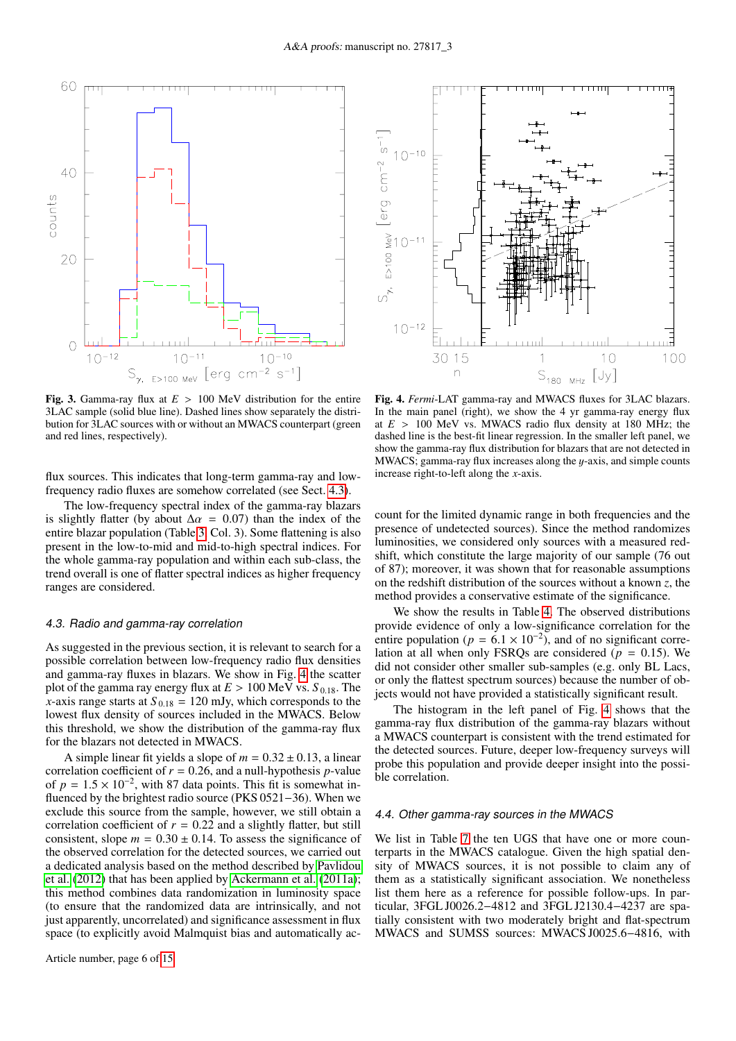Fig. 3. Gamma-ray flux at $E > 100$ MeV distribution for the entire 3LAC sample (solid blue line). Dashed lines show separately the distribution for 3LAC sources with or without an MWACS counterpart (green and red lines, respectively).

Fig. 4. *Fermi*-LAT gamma-ray and MWACS fluxes for 3LAC blazars. In the main panel (right), we show the 4 yr gamma-ray energy flux at $E > 100$ MeV vs. MWACS radio flux density at 180 MHz; the dashed line is the best-fit linear regression. In the smaller left panel, we show the gamma-ray flux distribution for blazars that are not detected in MWACS; gamma-ray flux increases along the $y$-axis, and simple counts increase right-to-left along the $x$-axis.

flux sources. This indicates that long-term gamma-ray and low-frequency radio fluxes are somehow correlated (see Sect. 4.3).

The low-frequency spectral index of the gamma-ray blazars is slightly flatter (by about $\Delta\alpha = 0.07$) than the index of the entire blazar population (Table 3, Col. 3). Some flattening is also present in the low-to-mid and mid-to-high spectral indices. For the whole gamma-ray population and within each sub-class, the trend overall is one of flatter spectral indices as higher frequency ranges are considered.

### 4.3. Radio and gamma-ray correlation

As suggested in the previous section, it is relevant to search for a possible correlation between low-frequency radio flux densities and gamma-ray fluxes in blazars. We show in Fig. 4 the scatter plot of the gamma ray energy flux at $E > 100$ MeV vs. $S_{0.18}$. The $x$-axis range starts at $S_{0.18} = 120$ mJy, which corresponds to the lowest flux density of sources included in the MWACS. Below this threshold, we show the distribution of the gamma-ray flux for the blazars not detected in MWACS.

A simple linear fit yields a slope of $m = 0.32 \pm 0.13$, a linear correlation coefficient of $r = 0.26$, and a null-hypothesis $p$-value of $p = 1.5 \times 10^{-2}$, with 87 data points. This fit is somewhat influenced by the brightest radio source (PKS 0521−36). When we exclude this source from the sample, however, we still obtain a correlation coefficient of $r = 0.22$ and a slightly flatter, but still consistent, slope $m = 0.30 \pm 0.14$. To assess the significance of the observed correlation for the detected sources, we carried out a dedicated analysis based on the method described by Pavlidou et al. (2012) that has been applied by Ackermann et al. (2011a); this method combines data randomization in luminosity space (to ensure that the randomized data are intrinsically, and not just apparently, uncorrelated) and significance assessment in flux space (to explicitly avoid Malmquist bias and automatically account for the limited dynamic range in both frequencies and the presence of undetected sources). Since the method randomizes luminosities, we considered only sources with a measured redshift, which constitute the large majority of our sample (76 out of 87); moreover, it was shown that for reasonable assumptions on the redshift distribution of the sources without a known $z$, the method provides a conservative estimate of the significance.

We show the results in Table 4. The observed distributions provide evidence of only a low-significance correlation for the entire population ($p = 6.1 \times 10^{-2}$), and of no significant correlation at all when only FSRQs are considered ($p = 0.15$). We did not consider other smaller sub-samples (e.g. only BL Lacs, or only the flattest spectrum sources) because the number of objects would not have provided a statistically significant result.

The histogram in the left panel of Fig. 4 shows that the gamma-ray flux distribution of the gamma-ray blazars without a MWACS counterpart is consistent with the trend estimated for the detected sources. Future, deeper low-frequency surveys will probe this population and provide deeper insight into the possible correlation.

### 4.4. Other gamma-ray sources in the MWACS

We list in Table 7 the ten UGS that have one or more counterparts in the MWACS catalogue. Given the high spatial density of MWACS sources, it is not possible to claim any of them as a statistically significant association. We nonetheless list them here as a reference for possible follow-ups. In particular, 3FGL J0026.2−4812 and 3FGL J2130.4−4237 are spatially consistent with two moderately bright and flat-spectrum MWACS and SUMSS sources: MWACS J0025.6−4816, with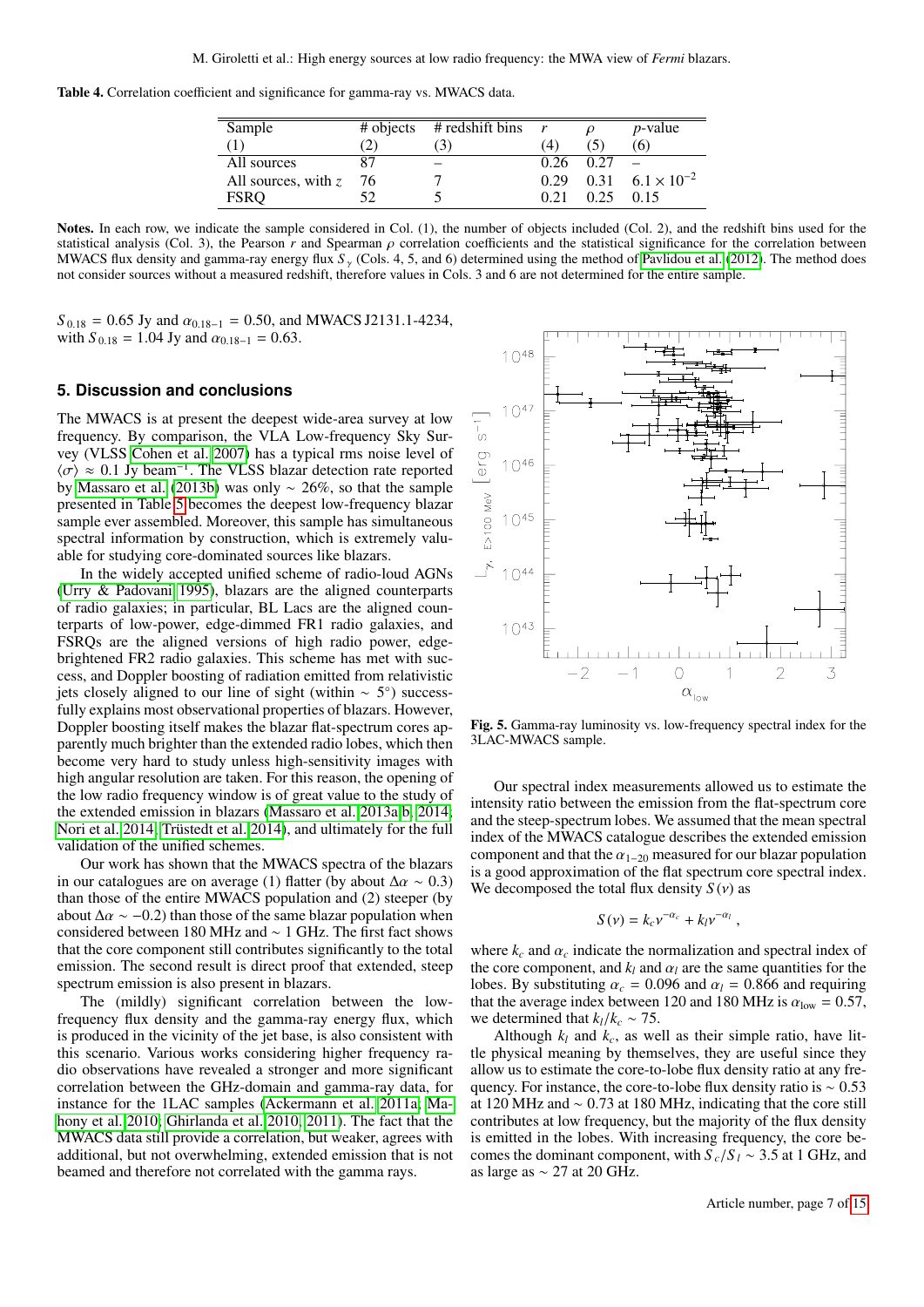**Table 4.** Correlation coefficient and significance for gamma-ray vs. MWACS data.

| Sample | # objects | # redshift bins | $r$ | $\rho$ | $p$-value |
|---|---|---|---|---|---|
| (1) | (2) | (3) | (4) | (5) | (6) |
| All sources | 87 | – | 0.26 | 0.27 | – |
| All sources, with $z$ | 76 | 7 | 0.29 | 0.31 | $6.1 \times 10^{-2}$ |
| FSRQ | 52 | 5 | 0.21 | 0.25 | 0.15 |

**Notes.** In each row, we indicate the sample considered in Col. (1), the number of objects included (Col. 2), and the redshift bins used for the statistical analysis (Col. 3), the Pearson $r$ and Spearman $\rho$ correlation coefficients and the statistical significance for the correlation between MWACS flux density and gamma-ray energy flux $S_\gamma$ (Cols. 4, 5, and 6) determined using the method of Pavlidou et al. (2012). The method does not consider sources without a measured redshift, therefore values in Cols. 3 and 6 are not determined for the entire sample.

$S_{0.18} = 0.65$ Jy and $\alpha_{0.18-1} = 0.50$, and MWACS J2131.1-4234, with $S_{0.18} = 1.04$ Jy and $\alpha_{0.18-1} = 0.63$.

## 5. Discussion and conclusions

The MWACS is at present the deepest wide-area survey at low frequency. By comparison, the VLA Low-frequency Sky Survey (VLSS Cohen et al. 2007) has a typical rms noise level of $\langle\sigma\rangle \approx 0.1$ Jy beam$^{-1}$. The VLSS blazar detection rate reported by Massaro et al. (2013b) was only $\sim 26\%$, so that the sample presented in Table 5 becomes the deepest low-frequency blazar sample ever assembled. Moreover, this sample has simultaneous spectral information by construction, which is extremely valuable for studying core-dominated sources like blazars.

In the widely accepted unified scheme of radio-loud AGNs (Urry & Padovani 1995), blazars are the aligned counterparts of radio galaxies; in particular, BL Lacs are the aligned counterparts of low-power, edge-dimmed FR1 radio galaxies, and FSRQs are the aligned versions of high radio power, edge-brightened FR2 radio galaxies. This scheme has met with success, and Doppler boosting of radiation emitted from relativistic jets closely aligned to our line of sight (within $\sim 5°$) successfully explains most observational properties of blazars. However, Doppler boosting itself makes the blazar flat-spectrum cores apparently much brighter than the extended radio lobes, which then become very hard to study unless high-sensitivity images with high angular resolution are taken. For this reason, the opening of the low radio frequency window is of great value to the study of the extended emission in blazars (Massaro et al. 2013a,b, 2014; Nori et al. 2014; Trüstedt et al. 2014), and ultimately for the full validation of the unified schemes.

Our work has shown that the MWACS spectra of the blazars in our catalogues are on average (1) flatter (by about $\Delta\alpha \sim 0.3$) than those of the entire MWACS population and (2) steeper (by about $\Delta\alpha \sim -0.2$) than those of the same blazar population when considered between 180 MHz and $\sim 1$ GHz. The first fact shows that the core component still contributes significantly to the total emission. The second result is direct proof that extended, steep spectrum emission is also present in blazars.

The (mildly) significant correlation between the low-frequency flux density and the gamma-ray energy flux, which is produced in the vicinity of the jet base, is also consistent with this scenario. Various works considering higher frequency radio observations have revealed a stronger and more significant correlation between the GHz-domain and gamma-ray data, for instance for the 1LAC samples (Ackermann et al. 2011a; Mahony et al. 2010; Ghirlanda et al. 2010, 2011). The fact that the MWACS data still provide a correlation, but weaker, agrees with additional, but not overwhelming, extended emission that is not beamed and therefore not correlated with the gamma rays.

**Fig. 5.** Gamma-ray luminosity vs. low-frequency spectral index for the 3LAC-MWACS sample.

Our spectral index measurements allowed us to estimate the intensity ratio between the emission from the flat-spectrum core and the steep-spectrum lobes. We assumed that the mean spectral index of the MWACS catalogue describes the extended emission component and that the $\alpha_{1-20}$ measured for our blazar population is a good approximation of the flat spectrum core spectral index. We decomposed the total flux density $S(\nu)$ as

$$S(\nu) = k_c \nu^{-\alpha_c} + k_l \nu^{-\alpha_l} \,,$$

where $k_c$ and $\alpha_c$ indicate the normalization and spectral index of the core component, and $k_l$ and $\alpha_l$ are the same quantities for the lobes. By substituting $\alpha_c = 0.096$ and $\alpha_l = 0.866$ and requiring that the average index between 120 and 180 MHz is $\alpha_{\rm low} = 0.57$, we determined that $k_l/k_c \sim 75$.

Although $k_l$ and $k_c$, as well as their simple ratio, have little physical meaning by themselves, they are useful since they allow us to estimate the core-to-lobe flux density ratio at any frequency. For instance, the core-to-lobe flux density ratio is $\sim 0.53$ at 120 MHz and $\sim 0.73$ at 180 MHz, indicating that the core still contributes at low frequency, but the majority of the flux density is emitted in the lobes. With increasing frequency, the core becomes the dominant component, with $S_c/S_l \sim 3.5$ at 1 GHz, and as large as $\sim 27$ at 20 GHz.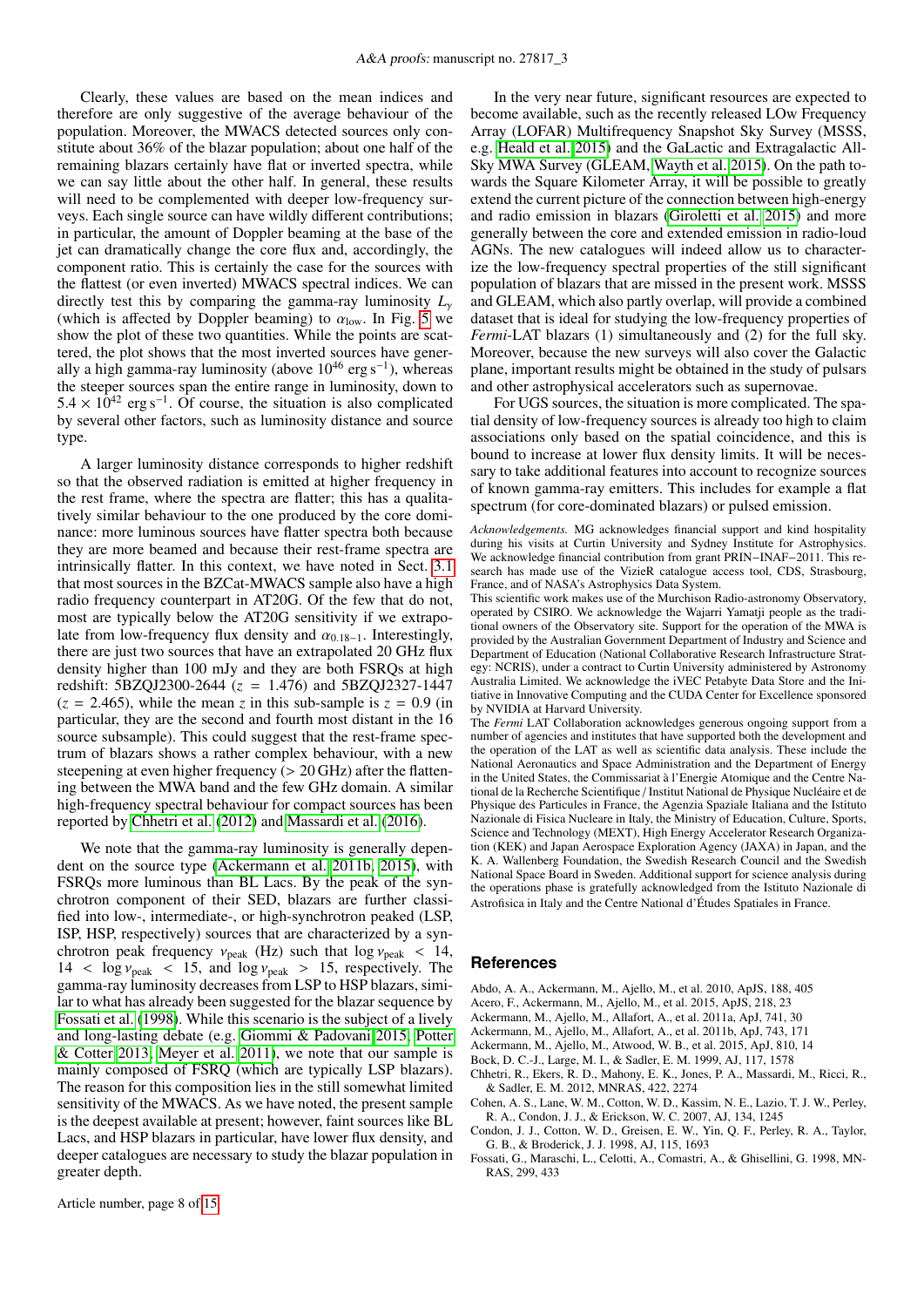Clearly, these values are based on the mean indices and therefore are only suggestive of the average behaviour of the population. Moreover, the MWACS detected sources only constitute about 36% of the blazar population; about one half of the remaining blazars certainly have flat or inverted spectra, while we can say little about the other half. In general, these results will need to be complemented with deeper low-frequency surveys. Each single source can have wildly different contributions; in particular, the amount of Doppler beaming at the base of the jet can dramatically change the core flux and, accordingly, the component ratio. This is certainly the case for the sources with the flattest (or even inverted) MWACS spectral indices. We can directly test this by comparing the gamma-ray luminosity $L_\gamma$ (which is affected by Doppler beaming) to $\alpha_{\rm low}$. In Fig. 5 we show the plot of these two quantities. While the points are scattered, the plot shows that the most inverted sources have generally a high gamma-ray luminosity (above $10^{46}$ erg s$^{-1}$), whereas the steeper sources span the entire range in luminosity, down to $5.4 \times 10^{42}$ erg s$^{-1}$. Of course, the situation is also complicated by several other factors, such as luminosity distance and source type.

A larger luminosity distance corresponds to higher redshift so that the observed radiation is emitted at higher frequency in the rest frame, where the spectra are flatter; this has a qualitatively similar behaviour to the one produced by the core dominance: more luminous sources have flatter spectra both because they are more beamed and because their rest-frame spectra are intrinsically flatter. In this context, we have noted in Sect. 3.1 that most sources in the BZCat-MWACS sample also have a high radio frequency counterpart in AT20G. Of the few that do not, most are typically below the AT20G sensitivity if we extrapolate from low-frequency flux density and $\alpha_{0.18-1}$. Interestingly, there are just two sources that have an extrapolated 20 GHz flux density higher than 100 mJy and they are both FSRQs at high redshift: 5BZQJ2300-2644 ($z$ = 1.476) and 5BZQJ2327-1447 ($z$ = 2.465), while the mean $z$ in this sub-sample is $z$ = 0.9 (in particular, they are the second and fourth most distant in the 16 source subsample). This could suggest that the rest-frame spectrum of blazars shows a rather complex behaviour, with a new steepening at even higher frequency (> 20 GHz) after the flattening between the MWA band and the few GHz domain. A similar high-frequency spectral behaviour for compact sources has been reported by Chhetri et al. (2012) and Massardi et al. (2016).

We note that the gamma-ray luminosity is generally dependent on the source type (Ackermann et al. 2011b, 2015), with FSRQs more luminous than BL Lacs. By the peak of the synchrotron component of their SED, blazars are further classified into low-, intermediate-, or high-synchrotron peaked (LSP, ISP, HSP, respectively) sources that are characterized by a synchrotron peak frequency $\nu_{\rm peak}$ (Hz) such that $\log \nu_{\rm peak} < 14$, $14 < \log \nu_{\rm peak} < 15$, and $\log \nu_{\rm peak} > 15$, respectively. The gamma-ray luminosity decreases from LSP to HSP blazars, similar to what has already been suggested for the blazar sequence by Fossati et al. (1998). While this scenario is the subject of a lively and long-lasting debate (e.g. Giommi & Padovani 2015; Potter & Cotter 2013; Meyer et al. 2011), we note that our sample is mainly composed of FSRQ (which are typically LSP blazars). The reason for this composition lies in the still somewhat limited sensitivity of the MWACS. As we have noted, the present sample is the deepest available at present; however, faint sources like BL Lacs, and HSP blazars in particular, have lower flux density, and deeper catalogues are necessary to study the blazar population in greater depth.

In the very near future, significant resources are expected to become available, such as the recently released LOw Frequency Array (LOFAR) Multifrequency Snapshot Sky Survey (MSSS, e.g. Heald et al. 2015) and the GaLactic and Extragalactic All-Sky MWA Survey (GLEAM, Wayth et al. 2015). On the path towards the Square Kilometer Array, it will be possible to greatly extend the current picture of the connection between high-energy and radio emission in blazars (Giroletti et al. 2015) and more generally between the core and extended emission in radio-loud AGNs. The new catalogues will indeed allow us to characterize the low-frequency spectral properties of the still significant population of blazars that are missed in the present work. MSSS and GLEAM, which also partly overlap, will provide a combined dataset that is ideal for studying the low-frequency properties of *Fermi*-LAT blazars (1) simultaneously and (2) for the full sky. Moreover, because the new surveys will also cover the Galactic plane, important results might be obtained in the study of pulsars and other astrophysical accelerators such as supernovae.

For UGS sources, the situation is more complicated. The spatial density of low-frequency sources is already too high to claim associations only based on the spatial coincidence, and this is bound to increase at lower flux density limits. It will be necessary to take additional features into account to recognize sources of known gamma-ray emitters. This includes for example a flat spectrum (for core-dominated blazars) or pulsed emission.

*Acknowledgements.* MG acknowledges financial support and kind hospitality during his visits at Curtin University and Sydney Institute for Astrophysics. We acknowledge financial contribution from grant PRIN−INAF−2011. This research has made use of the VizieR catalogue access tool, CDS, Strasbourg, France, and of NASA's Astrophysics Data System.
This scientific work makes use of the Murchison Radio-astronomy Observatory, operated by CSIRO. We acknowledge the Wajarri Yamatji people as the traditional owners of the Observatory site. Support for the operation of the MWA is provided by the Australian Government Department of Industry and Science and Department of Education (National Collaborative Research Infrastructure Strategy: NCRIS), under a contract to Curtin University administered by Astronomy Australia Limited. We acknowledge the iVEC Petabyte Data Store and the Initiative in Innovative Computing and the CUDA Center for Excellence sponsored by NVIDIA at Harvard University.
The *Fermi* LAT Collaboration acknowledges generous ongoing support from a number of agencies and institutes that have supported both the development and the operation of the LAT as well as scientific data analysis. These include the National Aeronautics and Space Administration and the Department of Energy in the United States, the Commissariat à l'Energie Atomique and the Centre National de la Recherche Scientifique / Institut National de Physique Nucléaire et de Physique des Particules in France, the Agenzia Spaziale Italiana and the Istituto Nazionale di Fisica Nucleare in Italy, the Ministry of Education, Culture, Sports, Science and Technology (MEXT), High Energy Accelerator Research Organization (KEK) and Japan Aerospace Exploration Agency (JAXA) in Japan, and the K. A. Wallenberg Foundation, the Swedish Research Council and the Swedish National Space Board in Sweden. Additional support for science analysis during the operations phase is gratefully acknowledged from the Istituto Nazionale di Astrofisica in Italy and the Centre National d'Études Spatiales in France.

## References

Abdo, A. A., Ackermann, M., Ajello, M., et al. 2010, ApJS, 188, 405
Acero, F., Ackermann, M., Ajello, M., et al. 2015, ApJS, 218, 23
Ackermann, M., Ajello, M., Allafort, A., et al. 2011a, ApJ, 741, 30
Ackermann, M., Ajello, M., Allafort, A., et al. 2011b, ApJ, 743, 171
Ackermann, M., Ajello, M., Atwood, W. B., et al. 2015, ApJ, 810, 14
Bock, D. C.-J., Large, M. I., & Sadler, E. M. 1999, AJ, 117, 1578
Chhetri, R., Ekers, R. D., Mahony, E. K., Jones, P. A., Massardi, M., Ricci, R., & Sadler, E. M. 2012, MNRAS, 422, 2274
Cohen, A. S., Lane, W. M., Cotton, W. D., Kassim, N. E., Lazio, T. J. W., Perley, R. A., Condon, J. J., & Erickson, W. C. 2007, AJ, 134, 1245
Condon, J. J., Cotton, W. D., Greisen, E. W., Yin, Q. F., Perley, R. A., Taylor, G. B., & Broderick, J. J. 1998, AJ, 115, 1693
Fossati, G., Maraschi, L., Celotti, A., Comastri, A., & Ghisellini, G. 1998, MNRAS, 299, 433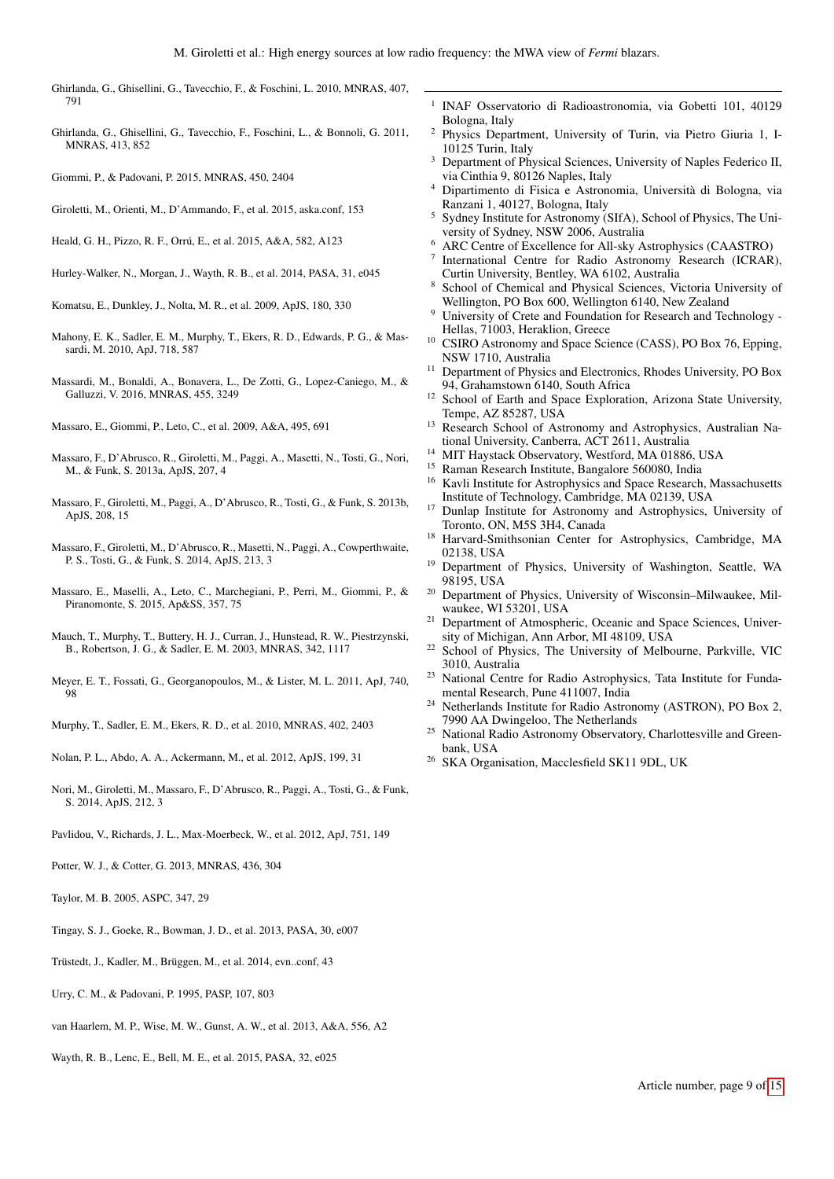Ghirlanda, G., Ghisellini, G., Tavecchio, F., & Foschini, L. 2010, MNRAS, 407, 791

Ghirlanda, G., Ghisellini, G., Tavecchio, F., Foschini, L., & Bonnoli, G. 2011, MNRAS, 413, 852

Giommi, P., & Padovani, P. 2015, MNRAS, 450, 2404

Giroletti, M., Orienti, M., D'Ammando, F., et al. 2015, aska.conf, 153

Heald, G. H., Pizzo, R. F., Orrú, E., et al. 2015, A&A, 582, A123

Hurley-Walker, N., Morgan, J., Wayth, R. B., et al. 2014, PASA, 31, e045

Komatsu, E., Dunkley, J., Nolta, M. R., et al. 2009, ApJS, 180, 330

Mahony, E. K., Sadler, E. M., Murphy, T., Ekers, R. D., Edwards, P. G., & Massardi, M. 2010, ApJ, 718, 587

Massardi, M., Bonaldi, A., Bonavera, L., De Zotti, G., Lopez-Caniego, M., & Galluzzi, V. 2016, MNRAS, 455, 3249

Massaro, E., Giommi, P., Leto, C., et al. 2009, A&A, 495, 691

Massaro, F., D'Abrusco, R., Giroletti, M., Paggi, A., Masetti, N., Tosti, G., Nori, M., & Funk, S. 2013a, ApJS, 207, 4

Massaro, F., Giroletti, M., Paggi, A., D'Abrusco, R., Tosti, G., & Funk, S. 2013b, ApJS, 208, 15

Massaro, F., Giroletti, M., D'Abrusco, R., Masetti, N., Paggi, A., Cowperthwaite, P. S., Tosti, G., & Funk, S. 2014, ApJS, 213, 3

Massaro, E., Maselli, A., Leto, C., Marchegiani, P., Perri, M., Giommi, P., & Piranomonte, S. 2015, Ap&SS, 357, 75

Mauch, T., Murphy, T., Buttery, H. J., Curran, J., Hunstead, R. W., Piestrzynski, B., Robertson, J. G., & Sadler, E. M. 2003, MNRAS, 342, 1117

Meyer, E. T., Fossati, G., Georganopoulos, M., & Lister, M. L. 2011, ApJ, 740, 98

Murphy, T., Sadler, E. M., Ekers, R. D., et al. 2010, MNRAS, 402, 2403

Nolan, P. L., Abdo, A. A., Ackermann, M., et al. 2012, ApJS, 199, 31

Nori, M., Giroletti, M., Massaro, F., D'Abrusco, R., Paggi, A., Tosti, G., & Funk, S. 2014, ApJS, 212, 3

Pavlidou, V., Richards, J. L., Max-Moerbeck, W., et al. 2012, ApJ, 751, 149

Potter, W. J., & Cotter, G. 2013, MNRAS, 436, 304

Taylor, M. B. 2005, ASPC, 347, 29

Tingay, S. J., Goeke, R., Bowman, J. D., et al. 2013, PASA, 30, e007

Trüstedt, J., Kadler, M., Brüggen, M., et al. 2014, evn..conf, 43

Urry, C. M., & Padovani, P. 1995, PASP, 107, 803

van Haarlem, M. P., Wise, M. W., Gunst, A. W., et al. 2013, A&A, 556, A2

Wayth, R. B., Lenc, E., Bell, M. E., et al. 2015, PASA, 32, e025

---

[1] INAF Osservatorio di Radioastronomia, via Gobetti 101, 40129 Bologna, Italy
[2] Physics Department, University of Turin, via Pietro Giuria 1, I-10125 Turin, Italy
[3] Department of Physical Sciences, University of Naples Federico II, via Cinthia 9, 80126 Naples, Italy
[4] Dipartimento di Fisica e Astronomia, Università di Bologna, via Ranzani 1, 40127, Bologna, Italy
[5] Sydney Institute for Astronomy (SIfA), School of Physics, The University of Sydney, NSW 2006, Australia
[6] ARC Centre of Excellence for All-sky Astrophysics (CAASTRO)
[7] International Centre for Radio Astronomy Research (ICRAR), Curtin University, Bentley, WA 6102, Australia
[8] School of Chemical and Physical Sciences, Victoria University of Wellington, PO Box 600, Wellington 6140, New Zealand
[9] University of Crete and Foundation for Research and Technology - Hellas, 71003, Heraklion, Greece
[10] CSIRO Astronomy and Space Science (CASS), PO Box 76, Epping, NSW 1710, Australia
[11] Department of Physics and Electronics, Rhodes University, PO Box 94, Grahamstown 6140, South Africa
[12] School of Earth and Space Exploration, Arizona State University, Tempe, AZ 85287, USA
[13] Research School of Astronomy and Astrophysics, Australian National University, Canberra, ACT 2611, Australia
[14] MIT Haystack Observatory, Westford, MA 01886, USA
[15] Raman Research Institute, Bangalore 560080, India
[16] Kavli Institute for Astrophysics and Space Research, Massachusetts Institute of Technology, Cambridge, MA 02139, USA
[17] Dunlap Institute for Astronomy and Astrophysics, University of Toronto, ON, M5S 3H4, Canada
[18] Harvard-Smithsonian Center for Astrophysics, Cambridge, MA 02138, USA
[19] Department of Physics, University of Washington, Seattle, WA 98195, USA
[20] Department of Physics, University of Wisconsin–Milwaukee, Milwaukee, WI 53201, USA
[21] Department of Atmospheric, Oceanic and Space Sciences, University of Michigan, Ann Arbor, MI 48109, USA
[22] School of Physics, The University of Melbourne, Parkville, VIC 3010, Australia
[23] National Centre for Radio Astrophysics, Tata Institute for Fundamental Research, Pune 411007, India
[24] Netherlands Institute for Radio Astronomy (ASTRON), PO Box 2, 7990 AA Dwingeloo, The Netherlands
[25] National Radio Astronomy Observatory, Charlottesville and Greenbank, USA
[26] SKA Organisation, Macclesfield SK11 9DL, UK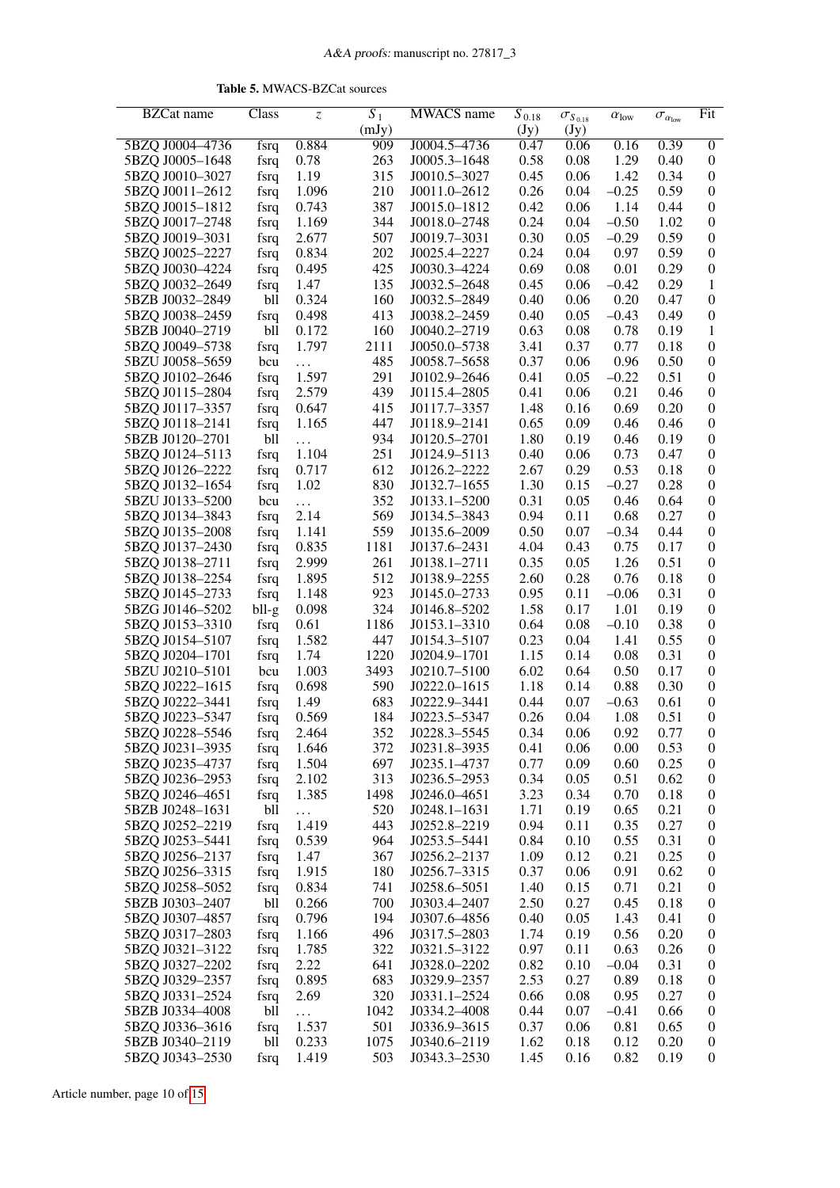**Table 5.** MWACS-BZCat sources

| BZCat name | Class | $z$ | $S_1$ (mJy) | MWACS name | $S_{0.18}$ (Jy) | $\sigma_{S_{0.18}}$ (Jy) | $\alpha_{\rm low}$ | $\sigma_{\alpha_{\rm low}}$ | Fit |
|---|---|---|---|---|---|---|---|---|---|
| 5BZQ J0004–4736 | fsrq | 0.884 | 909 | J0004.5–4736 | 0.47 | 0.06 | 0.16 | 0.39 | 0 |
| 5BZQ J0005–1648 | fsrq | 0.78 | 263 | J0005.3–1648 | 0.58 | 0.08 | 1.29 | 0.40 | 0 |
| 5BZQ J0010–3027 | fsrq | 1.19 | 315 | J0010.5–3027 | 0.45 | 0.06 | 1.42 | 0.34 | 0 |
| 5BZQ J0011–2612 | fsrq | 1.096 | 210 | J0011.0–2612 | 0.26 | 0.04 | −0.25 | 0.59 | 0 |
| 5BZQ J0015–1812 | fsrq | 0.743 | 387 | J0015.0–1812 | 0.42 | 0.06 | 1.14 | 0.44 | 0 |
| 5BZQ J0017–2748 | fsrq | 1.169 | 344 | J0018.0–2748 | 0.24 | 0.04 | −0.50 | 1.02 | 0 |
| 5BZQ J0019–3031 | fsrq | 2.677 | 507 | J0019.7–3031 | 0.30 | 0.05 | −0.29 | 0.59 | 0 |
| 5BZQ J0025–2227 | fsrq | 0.834 | 202 | J0025.4–2227 | 0.24 | 0.04 | 0.97 | 0.59 | 0 |
| 5BZQ J0030–4224 | fsrq | 0.495 | 425 | J0030.3–4224 | 0.69 | 0.08 | 0.01 | 0.29 | 0 |
| 5BZQ J0032–2649 | fsrq | 1.47 | 135 | J0032.5–2648 | 0.45 | 0.06 | −0.42 | 0.29 | 1 |
| 5BZB J0032–2849 | bll | 0.324 | 160 | J0032.5–2849 | 0.40 | 0.06 | 0.20 | 0.47 | 0 |
| 5BZQ J0038–2459 | fsrq | 0.498 | 413 | J0038.2–2459 | 0.40 | 0.05 | −0.43 | 0.49 | 0 |
| 5BZB J0040–2719 | bll | 0.172 | 160 | J0040.2–2719 | 0.63 | 0.08 | 0.78 | 0.19 | 1 |
| 5BZQ J0049–5738 | fsrq | 1.797 | 2111 | J0050.0–5738 | 3.41 | 0.37 | 0.77 | 0.18 | 0 |
| 5BZU J0058–5659 | bcu | … | 485 | J0058.7–5658 | 0.37 | 0.06 | 0.96 | 0.50 | 0 |
| 5BZQ J0102–2646 | fsrq | 1.597 | 291 | J0102.9–2646 | 0.41 | 0.05 | −0.22 | 0.51 | 0 |
| 5BZQ J0115–2804 | fsrq | 2.579 | 439 | J0115.4–2805 | 0.41 | 0.06 | 0.21 | 0.46 | 0 |
| 5BZQ J0117–3357 | fsrq | 0.647 | 415 | J0117.7–3357 | 1.48 | 0.16 | 0.69 | 0.20 | 0 |
| 5BZQ J0118–2141 | fsrq | 1.165 | 447 | J0118.9–2141 | 0.65 | 0.09 | 0.46 | 0.46 | 0 |
| 5BZB J0120–2701 | bll | … | 934 | J0120.5–2701 | 1.80 | 0.19 | 0.46 | 0.19 | 0 |
| 5BZQ J0124–5113 | fsrq | 1.104 | 251 | J0124.9–5113 | 0.40 | 0.06 | 0.73 | 0.47 | 0 |
| 5BZQ J0126–2222 | fsrq | 0.717 | 612 | J0126.2–2222 | 2.67 | 0.29 | 0.53 | 0.18 | 0 |
| 5BZQ J0132–1654 | fsrq | 1.02 | 830 | J0132.7–1655 | 1.30 | 0.15 | −0.27 | 0.28 | 0 |
| 5BZU J0133–5200 | bcu | … | 352 | J0133.1–5200 | 0.31 | 0.05 | 0.46 | 0.64 | 0 |
| 5BZQ J0134–3843 | fsrq | 2.14 | 569 | J0134.5–3843 | 0.94 | 0.11 | 0.68 | 0.27 | 0 |
| 5BZQ J0135–2008 | fsrq | 1.141 | 559 | J0135.6–2009 | 0.50 | 0.07 | −0.34 | 0.44 | 0 |
| 5BZQ J0137–2430 | fsrq | 0.835 | 1181 | J0137.6–2431 | 4.04 | 0.43 | 0.75 | 0.17 | 0 |
| 5BZQ J0138–2711 | fsrq | 2.999 | 261 | J0138.1–2711 | 0.35 | 0.05 | 1.26 | 0.51 | 0 |
| 5BZQ J0138–2254 | fsrq | 1.895 | 512 | J0138.9–2255 | 2.60 | 0.28 | 0.76 | 0.18 | 0 |
| 5BZQ J0145–2733 | fsrq | 1.148 | 923 | J0145.0–2733 | 0.95 | 0.11 | −0.06 | 0.31 | 0 |
| 5BZG J0146–5202 | bll-g | 0.098 | 324 | J0146.8–5202 | 1.58 | 0.17 | 1.01 | 0.19 | 0 |
| 5BZQ J0153–3310 | fsrq | 0.61 | 1186 | J0153.1–3310 | 0.64 | 0.08 | −0.10 | 0.38 | 0 |
| 5BZQ J0154–5107 | fsrq | 1.582 | 447 | J0154.3–5107 | 0.23 | 0.04 | 1.41 | 0.55 | 0 |
| 5BZQ J0204–1701 | fsrq | 1.74 | 1220 | J0204.9–1701 | 1.15 | 0.14 | 0.08 | 0.31 | 0 |
| 5BZU J0210–5101 | bcu | 1.003 | 3493 | J0210.7–5100 | 6.02 | 0.64 | 0.50 | 0.17 | 0 |
| 5BZQ J0222–1615 | fsrq | 0.698 | 590 | J0222.0–1615 | 1.18 | 0.14 | 0.88 | 0.30 | 0 |
| 5BZQ J0222–3441 | fsrq | 1.49 | 683 | J0222.9–3441 | 0.44 | 0.07 | −0.63 | 0.61 | 0 |
| 5BZQ J0223–5347 | fsrq | 0.569 | 184 | J0223.5–5347 | 0.26 | 0.04 | 1.08 | 0.51 | 0 |
| 5BZQ J0228–5546 | fsrq | 2.464 | 352 | J0228.3–5545 | 0.34 | 0.06 | 0.92 | 0.77 | 0 |
| 5BZQ J0231–3935 | fsrq | 1.646 | 372 | J0231.8–3935 | 0.41 | 0.06 | 0.00 | 0.53 | 0 |
| 5BZQ J0235–4737 | fsrq | 1.504 | 697 | J0235.1–4737 | 0.77 | 0.09 | 0.60 | 0.25 | 0 |
| 5BZQ J0236–2953 | fsrq | 2.102 | 313 | J0236.5–2953 | 0.34 | 0.05 | 0.51 | 0.62 | 0 |
| 5BZQ J0246–4651 | fsrq | 1.385 | 1498 | J0246.0–4651 | 3.23 | 0.34 | 0.70 | 0.18 | 0 |
| 5BZB J0248–1631 | bll | … | 520 | J0248.1–1631 | 1.71 | 0.19 | 0.65 | 0.21 | 0 |
| 5BZQ J0252–2219 | fsrq | 1.419 | 443 | J0252.8–2219 | 0.94 | 0.11 | 0.35 | 0.27 | 0 |
| 5BZQ J0253–5441 | fsrq | 0.539 | 964 | J0253.5–5441 | 0.84 | 0.10 | 0.55 | 0.31 | 0 |
| 5BZQ J0256–2137 | fsrq | 1.47 | 367 | J0256.2–2137 | 1.09 | 0.12 | 0.21 | 0.25 | 0 |
| 5BZQ J0256–3315 | fsrq | 1.915 | 180 | J0256.7–3315 | 0.37 | 0.06 | 0.91 | 0.62 | 0 |
| 5BZQ J0258–5052 | fsrq | 0.834 | 741 | J0258.6–5051 | 1.40 | 0.15 | 0.71 | 0.21 | 0 |
| 5BZB J0303–2407 | bll | 0.266 | 700 | J0303.4–2407 | 2.50 | 0.27 | 0.45 | 0.18 | 0 |
| 5BZQ J0307–4857 | fsrq | 0.796 | 194 | J0307.6–4856 | 0.40 | 0.05 | 1.43 | 0.41 | 0 |
| 5BZQ J0317–2803 | fsrq | 1.166 | 496 | J0317.5–2803 | 1.74 | 0.19 | 0.56 | 0.20 | 0 |
| 5BZQ J0321–3122 | fsrq | 1.785 | 322 | J0321.5–3122 | 0.97 | 0.11 | 0.63 | 0.26 | 0 |
| 5BZQ J0327–2202 | fsrq | 2.22 | 641 | J0328.0–2202 | 0.82 | 0.10 | −0.04 | 0.31 | 0 |
| 5BZQ J0329–2357 | fsrq | 0.895 | 683 | J0329.9–2357 | 2.53 | 0.27 | 0.89 | 0.18 | 0 |
| 5BZQ J0331–2524 | fsrq | 2.69 | 320 | J0331.1–2524 | 0.66 | 0.08 | 0.95 | 0.27 | 0 |
| 5BZB J0334–4008 | bll | … | 1042 | J0334.2–4008 | 0.44 | 0.07 | −0.41 | 0.66 | 0 |
| 5BZQ J0336–3616 | fsrq | 1.537 | 501 | J0336.9–3615 | 0.37 | 0.06 | 0.81 | 0.65 | 0 |
| 5BZB J0340–2119 | bll | 0.233 | 1075 | J0340.6–2119 | 1.62 | 0.18 | 0.12 | 0.20 | 0 |
| 5BZQ J0343–2530 | fsrq | 1.419 | 503 | J0343.3–2530 | 1.45 | 0.16 | 0.82 | 0.19 | 0 |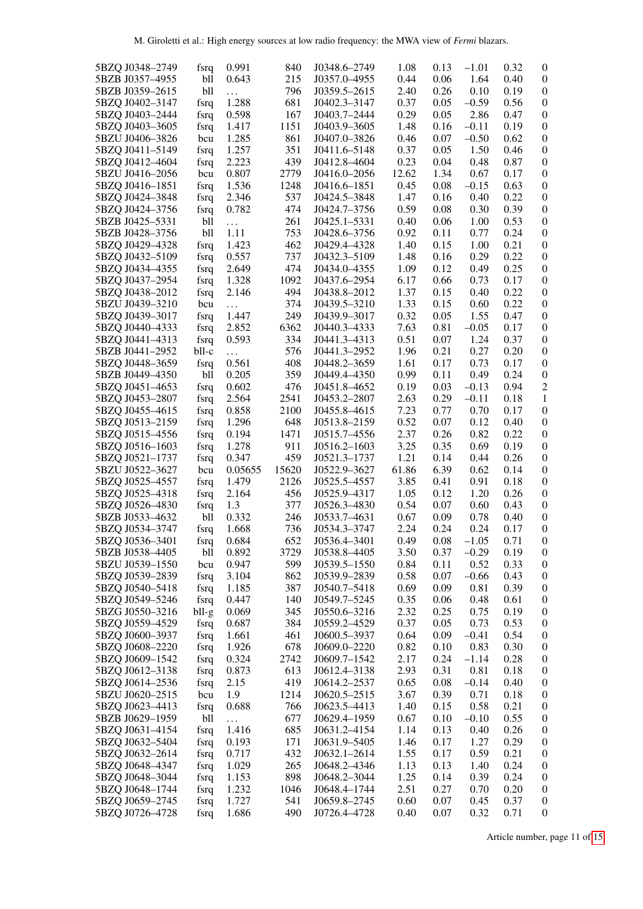| | | | | | | | | | |
|---|---|---|---|---|---|---|---|---|---|
| 5BZQ J0348–2749 | fsrq | 0.991 | 840 | J0348.6–2749 | 1.08 | 0.13 | −1.01 | 0.32 | 0 |
| 5BZB J0357–4955 | bll | 0.643 | 215 | J0357.0–4955 | 0.44 | 0.06 | 1.64 | 0.40 | 0 |
| 5BZB J0359–2615 | bll | ... | 796 | J0359.5–2615 | 2.40 | 0.26 | 0.10 | 0.19 | 0 |
| 5BZQ J0402–3147 | fsrq | 1.288 | 681 | J0402.3–3147 | 0.37 | 0.05 | −0.59 | 0.56 | 0 |
| 5BZQ J0403–2444 | fsrq | 0.598 | 167 | J0403.7–2444 | 0.29 | 0.05 | 2.86 | 0.47 | 0 |
| 5BZQ J0403–3605 | fsrq | 1.417 | 1151 | J0403.9–3605 | 1.48 | 0.16 | −0.11 | 0.19 | 0 |
| 5BZU J0406–3826 | bcu | 1.285 | 861 | J0407.0–3826 | 0.46 | 0.07 | −0.50 | 0.62 | 0 |
| 5BZQ J0411–5149 | fsrq | 1.257 | 351 | J0411.6–5148 | 0.37 | 0.05 | 1.50 | 0.46 | 0 |
| 5BZQ J0412–4604 | fsrq | 2.223 | 439 | J0412.8–4604 | 0.23 | 0.04 | 0.48 | 0.87 | 0 |
| 5BZU J0416–2056 | bcu | 0.807 | 2779 | J0416.0–2056 | 12.62 | 1.34 | 0.67 | 0.17 | 0 |
| 5BZQ J0416–1851 | fsrq | 1.536 | 1248 | J0416.6–1851 | 0.45 | 0.08 | −0.15 | 0.63 | 0 |
| 5BZQ J0424–3848 | fsrq | 2.346 | 537 | J0424.5–3848 | 1.47 | 0.16 | 0.40 | 0.22 | 0 |
| 5BZQ J0424–3756 | fsrq | 0.782 | 474 | J0424.7–3756 | 0.59 | 0.08 | 0.30 | 0.39 | 0 |
| 5BZB J0425–5331 | bll | ... | 261 | J0425.1–5331 | 0.40 | 0.06 | 1.00 | 0.53 | 0 |
| 5BZB J0428–3756 | bll | 1.11 | 753 | J0428.6–3756 | 0.92 | 0.11 | 0.77 | 0.24 | 0 |
| 5BZQ J0429–4328 | fsrq | 1.423 | 462 | J0429.4–4328 | 1.40 | 0.15 | 1.00 | 0.21 | 0 |
| 5BZQ J0432–5109 | fsrq | 0.557 | 737 | J0432.3–5109 | 1.48 | 0.16 | 0.29 | 0.22 | 0 |
| 5BZQ J0434–4355 | fsrq | 2.649 | 474 | J0434.0–4355 | 1.09 | 0.12 | 0.49 | 0.25 | 0 |
| 5BZQ J0437–2954 | fsrq | 1.328 | 1092 | J0437.6–2954 | 6.17 | 0.66 | 0.73 | 0.17 | 0 |
| 5BZQ J0438–2012 | fsrq | 2.146 | 494 | J0438.8–2012 | 1.37 | 0.15 | 0.40 | 0.22 | 0 |
| 5BZU J0439–3210 | bcu | ... | 374 | J0439.5–3210 | 1.33 | 0.15 | 0.60 | 0.22 | 0 |
| 5BZQ J0439–3017 | fsrq | 1.447 | 249 | J0439.9–3017 | 0.32 | 0.05 | 1.55 | 0.47 | 0 |
| 5BZQ J0440–4333 | fsrq | 2.852 | 6362 | J0440.3–4333 | 7.63 | 0.81 | −0.05 | 0.17 | 0 |
| 5BZQ J0441–4313 | fsrq | 0.593 | 334 | J0441.3–4313 | 0.51 | 0.07 | 1.24 | 0.37 | 0 |
| 5BZB J0441–2952 | bll-c | ... | 576 | J0441.3–2952 | 1.96 | 0.21 | 0.27 | 0.20 | 0 |
| 5BZQ J0448–3659 | fsrq | 0.561 | 408 | J0448.2–3659 | 1.61 | 0.17 | 0.73 | 0.17 | 0 |
| 5BZB J0449–4350 | bll | 0.205 | 359 | J0449.4–4350 | 0.99 | 0.11 | 0.49 | 0.24 | 0 |
| 5BZQ J0451–4653 | fsrq | 0.602 | 476 | J0451.8–4652 | 0.19 | 0.03 | −0.13 | 0.94 | 2 |
| 5BZQ J0453–2807 | fsrq | 2.564 | 2541 | J0453.2–2807 | 2.63 | 0.29 | −0.11 | 0.18 | 1 |
| 5BZQ J0455–4615 | fsrq | 0.858 | 2100 | J0455.8–4615 | 7.23 | 0.77 | 0.70 | 0.17 | 0 |
| 5BZQ J0513–2159 | fsrq | 1.296 | 648 | J0513.8–2159 | 0.52 | 0.07 | 0.12 | 0.40 | 0 |
| 5BZQ J0515–4556 | fsrq | 0.194 | 1471 | J0515.7–4556 | 2.37 | 0.26 | 0.82 | 0.22 | 0 |
| 5BZQ J0516–1603 | fsrq | 1.278 | 911 | J0516.2–1603 | 3.25 | 0.35 | 0.69 | 0.19 | 0 |
| 5BZQ J0521–1737 | fsrq | 0.347 | 459 | J0521.3–1737 | 1.21 | 0.14 | 0.44 | 0.26 | 0 |
| 5BZU J0522–3627 | bcu | 0.05655 | 15620 | J0522.9–3627 | 61.86 | 6.39 | 0.62 | 0.14 | 0 |
| 5BZQ J0525–4557 | fsrq | 1.479 | 2126 | J0525.5–4557 | 3.85 | 0.41 | 0.91 | 0.18 | 0 |
| 5BZQ J0525–4318 | fsrq | 2.164 | 456 | J0525.9–4317 | 1.05 | 0.12 | 1.20 | 0.26 | 0 |
| 5BZQ J0526–4830 | fsrq | 1.3 | 377 | J0526.3–4830 | 0.54 | 0.07 | 0.60 | 0.43 | 0 |
| 5BZB J0533–4632 | bll | 0.332 | 246 | J0533.7–4631 | 0.67 | 0.09 | 0.78 | 0.40 | 0 |
| 5BZQ J0534–3747 | fsrq | 1.668 | 736 | J0534.3–3747 | 2.24 | 0.24 | 0.24 | 0.17 | 0 |
| 5BZQ J0536–3401 | fsrq | 0.684 | 652 | J0536.4–3401 | 0.49 | 0.08 | −1.05 | 0.71 | 0 |
| 5BZB J0538–4405 | bll | 0.892 | 3729 | J0538.8–4405 | 3.50 | 0.37 | −0.29 | 0.19 | 0 |
| 5BZU J0539–1550 | bcu | 0.947 | 599 | J0539.5–1550 | 0.84 | 0.11 | 0.52 | 0.33 | 0 |
| 5BZQ J0539–2839 | fsrq | 3.104 | 862 | J0539.9–2839 | 0.58 | 0.07 | −0.66 | 0.43 | 0 |
| 5BZQ J0540–5418 | fsrq | 1.185 | 387 | J0540.7–5418 | 0.69 | 0.09 | 0.81 | 0.39 | 0 |
| 5BZQ J0549–5246 | fsrq | 0.447 | 140 | J0549.7–5245 | 0.35 | 0.06 | 0.48 | 0.61 | 0 |
| 5BZG J0550–3216 | bll-g | 0.069 | 345 | J0550.6–3216 | 2.32 | 0.25 | 0.75 | 0.19 | 0 |
| 5BZQ J0559–4529 | fsrq | 0.687 | 384 | J0559.2–4529 | 0.37 | 0.05 | 0.73 | 0.53 | 0 |
| 5BZQ J0600–3937 | fsrq | 1.661 | 461 | J0600.5–3937 | 0.64 | 0.09 | −0.41 | 0.54 | 0 |
| 5BZQ J0608–2220 | fsrq | 1.926 | 678 | J0609.0–2220 | 0.82 | 0.10 | 0.83 | 0.30 | 0 |
| 5BZQ J0609–1542 | fsrq | 0.324 | 2742 | J0609.7–1542 | 2.17 | 0.24 | −1.14 | 0.28 | 0 |
| 5BZQ J0612–3138 | fsrq | 0.873 | 613 | J0612.4–3138 | 2.93 | 0.31 | 0.81 | 0.18 | 0 |
| 5BZQ J0614–2536 | fsrq | 2.15 | 419 | J0614.2–2537 | 0.65 | 0.08 | −0.14 | 0.40 | 0 |
| 5BZU J0620–2515 | bcu | 1.9 | 1214 | J0620.5–2515 | 3.67 | 0.39 | 0.71 | 0.18 | 0 |
| 5BZQ J0623–4413 | fsrq | 0.688 | 766 | J0623.5–4413 | 1.40 | 0.15 | 0.58 | 0.21 | 0 |
| 5BZB J0629–1959 | bll | ... | 677 | J0629.4–1959 | 0.67 | 0.10 | −0.10 | 0.55 | 0 |
| 5BZQ J0631–4154 | fsrq | 1.416 | 685 | J0631.2–4154 | 1.14 | 0.13 | 0.40 | 0.26 | 0 |
| 5BZQ J0632–5404 | fsrq | 0.193 | 171 | J0631.9–5405 | 1.46 | 0.17 | 1.27 | 0.29 | 0 |
| 5BZQ J0632–2614 | fsrq | 0.717 | 432 | J0632.1–2614 | 1.55 | 0.17 | 0.59 | 0.21 | 0 |
| 5BZQ J0648–4347 | fsrq | 1.029 | 265 | J0648.2–4346 | 1.13 | 0.13 | 1.40 | 0.24 | 0 |
| 5BZQ J0648–3044 | fsrq | 1.153 | 898 | J0648.2–3044 | 1.25 | 0.14 | 0.39 | 0.24 | 0 |
| 5BZQ J0648–1744 | fsrq | 1.232 | 1046 | J0648.4–1744 | 2.51 | 0.27 | 0.70 | 0.20 | 0 |
| 5BZQ J0659–2745 | fsrq | 1.727 | 541 | J0659.8–2745 | 0.60 | 0.07 | 0.45 | 0.37 | 0 |
| 5BZQ J0726–4728 | fsrq | 1.686 | 490 | J0726.4–4728 | 0.40 | 0.07 | 0.32 | 0.71 | 0 |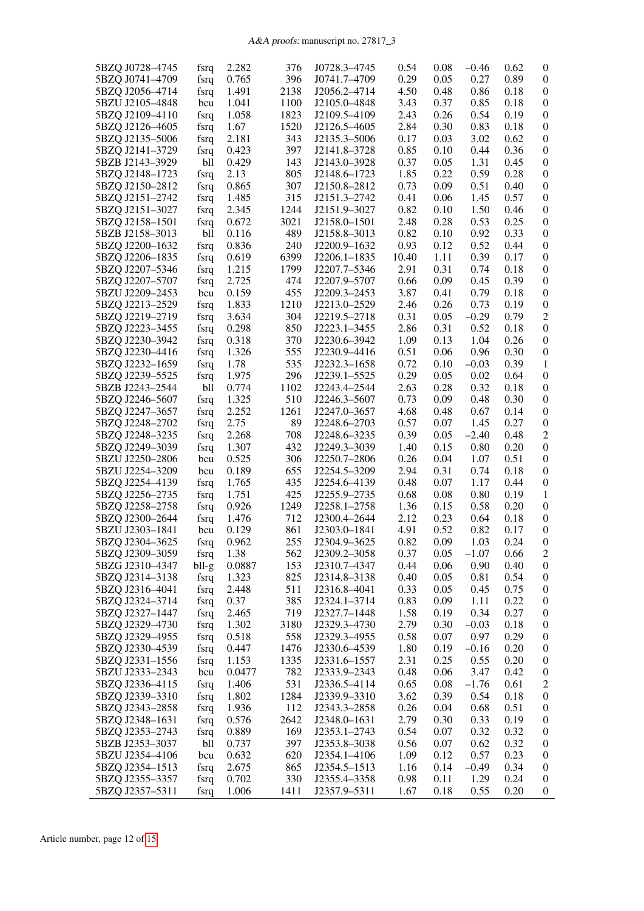| | | | | | | | | | |
|---|---|---|---|---|---|---|---|---|---|
| 5BZQ J0728–4745 | fsrq | 2.282 | 376 | J0728.3–4745 | 0.54 | 0.08 | −0.46 | 0.62 | 0 |
| 5BZQ J0741–4709 | fsrq | 0.765 | 396 | J0741.7–4709 | 0.29 | 0.05 | 0.27 | 0.89 | 0 |
| 5BZQ J2056–4714 | fsrq | 1.491 | 2138 | J2056.2–4714 | 4.50 | 0.48 | 0.86 | 0.18 | 0 |
| 5BZU J2105–4848 | bcu | 1.041 | 1100 | J2105.0–4848 | 3.43 | 0.37 | 0.85 | 0.18 | 0 |
| 5BZQ J2109–4110 | fsrq | 1.058 | 1823 | J2109.5–4109 | 2.43 | 0.26 | 0.54 | 0.19 | 0 |
| 5BZQ J2126–4605 | fsrq | 1.67 | 1520 | J2126.5–4605 | 2.84 | 0.30 | 0.83 | 0.18 | 0 |
| 5BZQ J2135–5006 | fsrq | 2.181 | 343 | J2135.3–5006 | 0.17 | 0.03 | 3.02 | 0.62 | 0 |
| 5BZQ J2141–3729 | fsrq | 0.423 | 397 | J2141.8–3728 | 0.85 | 0.10 | 0.44 | 0.36 | 0 |
| 5BZB J2143–3929 | bll | 0.429 | 143 | J2143.0–3928 | 0.37 | 0.05 | 1.31 | 0.45 | 0 |
| 5BZQ J2148–1723 | fsrq | 2.13 | 805 | J2148.6–1723 | 1.85 | 0.22 | 0.59 | 0.28 | 0 |
| 5BZQ J2150–2812 | fsrq | 0.865 | 307 | J2150.8–2812 | 0.73 | 0.09 | 0.51 | 0.40 | 0 |
| 5BZQ J2151–2742 | fsrq | 1.485 | 315 | J2151.3–2742 | 0.41 | 0.06 | 1.45 | 0.57 | 0 |
| 5BZQ J2151–3027 | fsrq | 2.345 | 1244 | J2151.9–3027 | 0.82 | 0.10 | 1.50 | 0.46 | 0 |
| 5BZQ J2158–1501 | fsrq | 0.672 | 3021 | J2158.0–1501 | 2.48 | 0.28 | 0.53 | 0.25 | 0 |
| 5BZB J2158–3013 | bll | 0.116 | 489 | J2158.8–3013 | 0.82 | 0.10 | 0.92 | 0.33 | 0 |
| 5BZQ J2200–1632 | fsrq | 0.836 | 240 | J2200.9–1632 | 0.93 | 0.12 | 0.52 | 0.44 | 0 |
| 5BZQ J2206–1835 | fsrq | 0.619 | 6399 | J2206.1–1835 | 10.40 | 1.11 | 0.39 | 0.17 | 0 |
| 5BZQ J2207–5346 | fsrq | 1.215 | 1799 | J2207.7–5346 | 2.91 | 0.31 | 0.74 | 0.18 | 0 |
| 5BZQ J2207–5707 | fsrq | 2.725 | 474 | J2207.9–5707 | 0.66 | 0.09 | 0.45 | 0.39 | 0 |
| 5BZU J2209–2453 | bcu | 0.159 | 455 | J2209.3–2453 | 3.87 | 0.41 | 0.79 | 0.18 | 0 |
| 5BZQ J2213–2529 | fsrq | 1.833 | 1210 | J2213.0–2529 | 2.46 | 0.26 | 0.73 | 0.19 | 0 |
| 5BZQ J2219–2719 | fsrq | 3.634 | 304 | J2219.5–2718 | 0.31 | 0.05 | −0.29 | 0.79 | 2 |
| 5BZQ J2223–3455 | fsrq | 0.298 | 850 | J2223.1–3455 | 2.86 | 0.31 | 0.52 | 0.18 | 0 |
| 5BZQ J2230–3942 | fsrq | 0.318 | 370 | J2230.6–3942 | 1.09 | 0.13 | 1.04 | 0.26 | 0 |
| 5BZQ J2230–4416 | fsrq | 1.326 | 555 | J2230.9–4416 | 0.51 | 0.06 | 0.96 | 0.30 | 0 |
| 5BZQ J2232–1659 | fsrq | 1.78 | 535 | J2232.3–1658 | 0.72 | 0.10 | −0.03 | 0.39 | 1 |
| 5BZQ J2239–5525 | fsrq | 1.975 | 296 | J2239.1–5525 | 0.29 | 0.05 | 0.02 | 0.64 | 0 |
| 5BZB J2243–2544 | bll | 0.774 | 1102 | J2243.4–2544 | 2.63 | 0.28 | 0.32 | 0.18 | 0 |
| 5BZQ J2246–5607 | fsrq | 1.325 | 510 | J2246.3–5607 | 0.73 | 0.09 | 0.48 | 0.30 | 0 |
| 5BZQ J2247–3657 | fsrq | 2.252 | 1261 | J2247.0–3657 | 4.68 | 0.48 | 0.67 | 0.14 | 0 |
| 5BZQ J2248–2702 | fsrq | 2.75 | 89 | J2248.6–2703 | 0.57 | 0.07 | 1.45 | 0.27 | 0 |
| 5BZQ J2248–3235 | fsrq | 2.268 | 708 | J2248.6–3235 | 0.39 | 0.05 | −2.40 | 0.48 | 2 |
| 5BZQ J2249–3039 | fsrq | 1.307 | 432 | J2249.3–3039 | 1.40 | 0.15 | 0.80 | 0.20 | 0 |
| 5BZU J2250–2806 | bcu | 0.525 | 306 | J2250.7–2806 | 0.26 | 0.04 | 1.07 | 0.51 | 0 |
| 5BZU J2254–3209 | bcu | 0.189 | 655 | J2254.5–3209 | 2.94 | 0.31 | 0.74 | 0.18 | 0 |
| 5BZQ J2254–4139 | fsrq | 1.765 | 435 | J2254.6–4139 | 0.48 | 0.07 | 1.17 | 0.44 | 0 |
| 5BZQ J2256–2735 | fsrq | 1.751 | 425 | J2255.9–2735 | 0.68 | 0.08 | 0.80 | 0.19 | 1 |
| 5BZQ J2258–2758 | fsrq | 0.926 | 1249 | J2258.1–2758 | 1.36 | 0.15 | 0.58 | 0.20 | 0 |
| 5BZQ J2300–2644 | fsrq | 1.476 | 712 | J2300.4–2644 | 2.12 | 0.23 | 0.64 | 0.18 | 0 |
| 5BZU J2303–1841 | bcu | 0.129 | 861 | J2303.0–1841 | 4.91 | 0.52 | 0.82 | 0.17 | 0 |
| 5BZQ J2304–3625 | fsrq | 0.962 | 255 | J2304.9–3625 | 0.82 | 0.09 | 1.03 | 0.24 | 0 |
| 5BZQ J2309–3059 | fsrq | 1.38 | 562 | J2309.2–3058 | 0.37 | 0.05 | −1.07 | 0.66 | 2 |
| 5BZG J2310–4347 | bll-g | 0.0887 | 153 | J2310.7–4347 | 0.44 | 0.06 | 0.90 | 0.40 | 0 |
| 5BZQ J2314–3138 | fsrq | 1.323 | 825 | J2314.8–3138 | 0.40 | 0.05 | 0.81 | 0.54 | 0 |
| 5BZQ J2316–4041 | fsrq | 2.448 | 511 | J2316.8–4041 | 0.33 | 0.05 | 0.45 | 0.75 | 0 |
| 5BZQ J2324–3714 | fsrq | 0.37 | 385 | J2324.1–3714 | 0.83 | 0.09 | 1.11 | 0.22 | 0 |
| 5BZQ J2327–1447 | fsrq | 2.465 | 719 | J2327.7–1448 | 1.58 | 0.19 | 0.34 | 0.27 | 0 |
| 5BZQ J2329–4730 | fsrq | 1.302 | 3180 | J2329.3–4730 | 2.79 | 0.30 | −0.03 | 0.18 | 0 |
| 5BZQ J2329–4955 | fsrq | 0.518 | 558 | J2329.3–4955 | 0.58 | 0.07 | 0.97 | 0.29 | 0 |
| 5BZQ J2330–4539 | fsrq | 0.447 | 1476 | J2330.6–4539 | 1.80 | 0.19 | −0.16 | 0.20 | 0 |
| 5BZQ J2331–1556 | fsrq | 1.153 | 1335 | J2331.6–1557 | 2.31 | 0.25 | 0.55 | 0.20 | 0 |
| 5BZU J2333–2343 | bcu | 0.0477 | 782 | J2333.9–2343 | 0.48 | 0.06 | 3.47 | 0.42 | 0 |
| 5BZQ J2336–4115 | fsrq | 1.406 | 531 | J2336.5–4114 | 0.65 | 0.08 | −1.76 | 0.61 | 2 |
| 5BZQ J2339–3310 | fsrq | 1.802 | 1284 | J2339.9–3310 | 3.62 | 0.39 | 0.54 | 0.18 | 0 |
| 5BZQ J2343–2858 | fsrq | 1.936 | 112 | J2343.3–2858 | 0.26 | 0.04 | 0.68 | 0.51 | 0 |
| 5BZQ J2348–1631 | fsrq | 0.576 | 2642 | J2348.0–1631 | 2.79 | 0.30 | 0.33 | 0.19 | 0 |
| 5BZQ J2353–2743 | fsrq | 0.889 | 169 | J2353.1–2743 | 0.54 | 0.07 | 0.32 | 0.32 | 0 |
| 5BZB J2353–3037 | bll | 0.737 | 397 | J2353.8–3038 | 0.56 | 0.07 | 0.62 | 0.32 | 0 |
| 5BZU J2354–4106 | bcu | 0.632 | 620 | J2354.1–4106 | 1.09 | 0.12 | 0.57 | 0.23 | 0 |
| 5BZQ J2354–1513 | fsrq | 2.675 | 865 | J2354.5–1513 | 1.16 | 0.14 | −0.49 | 0.34 | 0 |
| 5BZQ J2355–3357 | fsrq | 0.702 | 330 | J2355.4–3358 | 0.98 | 0.11 | 1.29 | 0.24 | 0 |
| 5BZQ J2357–5311 | fsrq | 1.006 | 1411 | J2357.9–5311 | 1.67 | 0.18 | 0.55 | 0.20 | 0 |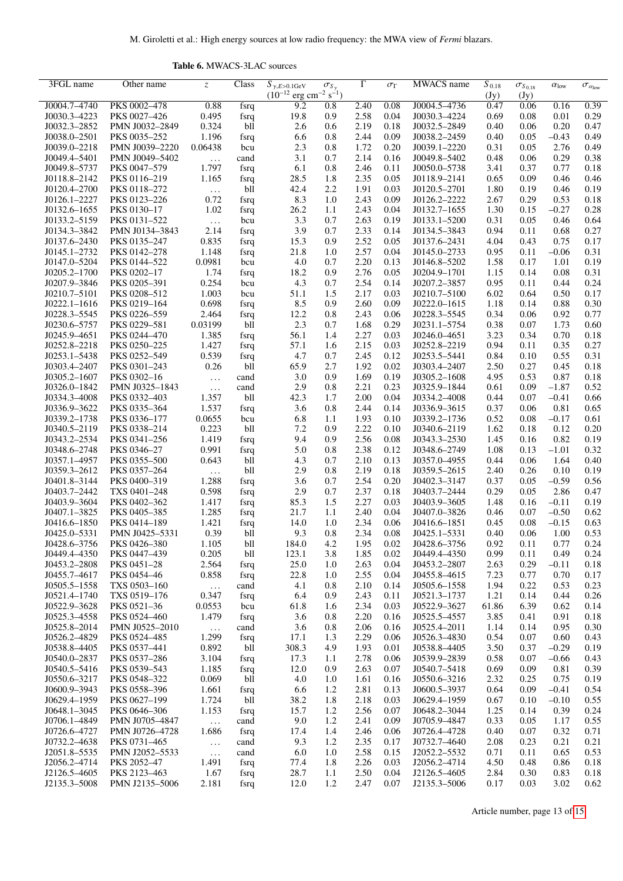**Table 6.** MWACS-3LAC sources

| 3FGL name | Other name | $z$ | Class | $S_{\gamma,E>0.1\text{GeV}}$ ($10^{-12}$ erg cm$^{-2}$ s$^{-1}$) | $\sigma_{S_\gamma}$ | $\Gamma$ | $\sigma_\Gamma$ | MWACS name | $S_{0.18}$ (Jy) | $\sigma_{S_{0.18}}$ (Jy) | $\alpha_{\text{low}}$ | $\sigma_{\alpha_{\text{low}}}$ |
|---|---|---|---|---|---|---|---|---|---|---|---|---|
| J0004.7−4740 | PKS 0002−478 | 0.88 | fsrq | 9.2 | 0.8 | 2.40 | 0.08 | J0004.5−4736 | 0.47 | 0.06 | 0.16 | 0.39 |
| J0030.3−4223 | PKS 0027−426 | 0.495 | fsrq | 19.8 | 0.9 | 2.58 | 0.04 | J0030.3−4224 | 0.69 | 0.08 | 0.01 | 0.29 |
| J0032.3−2852 | PMN J0032−2849 | 0.324 | bll | 2.6 | 0.6 | 2.19 | 0.18 | J0032.5−2849 | 0.40 | 0.06 | 0.20 | 0.47 |
| J0038.0−2501 | PKS 0035−252 | 1.196 | fsrq | 6.6 | 0.8 | 2.44 | 0.09 | J0038.2−2459 | 0.40 | 0.05 | −0.43 | 0.49 |
| J0039.0−2218 | PMN J0039−2220 | 0.06438 | bcu | 2.3 | 0.8 | 1.72 | 0.20 | J0039.1−2220 | 0.31 | 0.05 | 2.76 | 0.49 |
| J0049.4−5401 | PMN J0049−5402 | ... | cand | 3.1 | 0.7 | 2.14 | 0.16 | J0049.8−5402 | 0.48 | 0.06 | 0.29 | 0.38 |
| J0049.8−5737 | PKS 0047−579 | 1.797 | fsrq | 6.1 | 0.8 | 2.46 | 0.11 | J0050.0−5738 | 3.41 | 0.37 | 0.77 | 0.18 |
| J0118.8−2142 | PKS 0116−219 | 1.165 | fsrq | 28.5 | 1.8 | 2.35 | 0.05 | J0118.9−2141 | 0.65 | 0.09 | 0.46 | 0.46 |
| J0120.4−2700 | PKS 0118−272 | ... | bll | 42.4 | 2.2 | 1.91 | 0.03 | J0120.5−2701 | 1.80 | 0.19 | 0.46 | 0.19 |
| J0126.1−2227 | PKS 0123−226 | 0.72 | fsrq | 8.3 | 1.0 | 2.43 | 0.09 | J0126.2−2222 | 2.67 | 0.29 | 0.53 | 0.18 |
| J0132.6−1655 | PKS 0130−17 | 1.02 | fsrq | 26.2 | 1.1 | 2.43 | 0.04 | J0132.7−1655 | 1.30 | 0.15 | −0.27 | 0.28 |
| J0133.2−5159 | PKS 0131−522 | ... | bcu | 3.3 | 0.7 | 2.63 | 0.19 | J0133.1−5200 | 0.31 | 0.05 | 0.46 | 0.64 |
| J0134.3−3842 | PMN J0134−3843 | 2.14 | fsrq | 3.9 | 0.7 | 2.33 | 0.14 | J0134.5−3843 | 0.94 | 0.11 | 0.68 | 0.27 |
| J0137.6−2430 | PKS 0135−247 | 0.835 | fsrq | 15.3 | 0.9 | 2.52 | 0.05 | J0137.6−2431 | 4.04 | 0.43 | 0.75 | 0.17 |
| J0145.1−2732 | PKS 0142−278 | 1.148 | fsrq | 21.8 | 1.0 | 2.57 | 0.04 | J0145.0−2733 | 0.95 | 0.11 | −0.06 | 0.31 |
| J0147.0−5204 | PKS 0144−522 | 0.0981 | bcu | 4.0 | 0.7 | 2.20 | 0.13 | J0146.8−5202 | 1.58 | 0.17 | 1.01 | 0.19 |
| J0205.2−1700 | PKS 0202−17 | 1.74 | fsrq | 18.2 | 0.9 | 2.76 | 0.05 | J0204.9−1701 | 1.15 | 0.14 | 0.08 | 0.31 |
| J0207.9−3846 | PKS 0205−391 | 0.254 | bcu | 4.3 | 0.7 | 2.54 | 0.14 | J0207.2−3857 | 0.95 | 0.11 | 0.44 | 0.24 |
| J0210.7−5101 | PKS 0208−512 | 1.003 | bcu | 51.1 | 1.5 | 2.17 | 0.03 | J0210.7−5100 | 6.02 | 0.64 | 0.50 | 0.17 |
| J0222.1−1616 | PKS 0219−164 | 0.698 | fsrq | 8.5 | 0.9 | 2.60 | 0.09 | J0222.0−1615 | 1.18 | 0.14 | 0.88 | 0.30 |
| J0228.3−5545 | PKS 0226−559 | 2.464 | fsrq | 12.2 | 0.8 | 2.43 | 0.06 | J0228.3−5545 | 0.34 | 0.06 | 0.92 | 0.77 |
| J0230.6−5757 | PKS 0229−581 | 0.03199 | bll | 2.3 | 0.7 | 1.68 | 0.29 | J0231.1−5754 | 0.38 | 0.07 | 1.73 | 0.60 |
| J0245.9−4651 | PKS 0244−470 | 1.385 | fsrq | 56.1 | 1.4 | 2.27 | 0.03 | J0246.0−4651 | 3.23 | 0.34 | 0.70 | 0.18 |
| J0252.8−2218 | PKS 0250−225 | 1.427 | fsrq | 57.1 | 1.6 | 2.15 | 0.03 | J0252.8−2219 | 0.94 | 0.11 | 0.35 | 0.27 |
| J0253.1−5438 | PKS 0252−549 | 0.539 | fsrq | 4.7 | 0.7 | 2.45 | 0.12 | J0253.5−5441 | 0.84 | 0.10 | 0.55 | 0.31 |
| J0303.4−2407 | PKS 0301−243 | 0.26 | bll | 65.9 | 2.7 | 1.92 | 0.02 | J0303.4−2407 | 2.50 | 0.27 | 0.45 | 0.18 |
| J0305.2−1607 | PKS 0302−16 | ... | cand | 3.0 | 0.9 | 1.69 | 0.19 | J0305.2−1608 | 4.95 | 0.53 | 0.87 | 0.18 |
| J0326.0−1842 | PMN J0325−1843 | ... | cand | 2.9 | 0.8 | 2.21 | 0.23 | J0325.9−1844 | 0.61 | 0.09 | −1.87 | 0.52 |
| J0334.3−4008 | PKS 0332−403 | 1.357 | bll | 42.3 | 1.7 | 2.00 | 0.04 | J0334.2−4008 | 0.44 | 0.07 | −0.41 | 0.66 |
| J0336.9−3622 | PKS 0335−364 | 1.537 | fsrq | 3.6 | 0.8 | 2.44 | 0.14 | J0336.9−3615 | 0.37 | 0.06 | 0.81 | 0.65 |
| J0339.2−1738 | PKS 0336−177 | 0.0655 | bcu | 6.8 | 1.1 | 1.93 | 0.10 | J0339.2−1736 | 0.52 | 0.08 | −0.17 | 0.61 |
| J0340.5−2119 | PKS 0338−214 | 0.223 | bll | 7.2 | 0.9 | 2.22 | 0.10 | J0340.6−2119 | 1.62 | 0.18 | 0.12 | 0.20 |
| J0343.2−2534 | PKS 0341−256 | 1.419 | fsrq | 9.4 | 0.9 | 2.56 | 0.08 | J0343.3−2530 | 1.45 | 0.16 | 0.82 | 0.19 |
| J0348.6−2748 | PKS 0346−27 | 0.991 | fsrq | 5.0 | 0.8 | 2.38 | 0.12 | J0348.6−2749 | 1.08 | 0.13 | −1.01 | 0.32 |
| J0357.1−4957 | PKS 0355−500 | 0.643 | bll | 4.3 | 0.7 | 2.10 | 0.13 | J0357.0−4955 | 0.44 | 0.06 | 1.64 | 0.40 |
| J0359.3−2612 | PKS 0357−264 | ... | bll | 2.9 | 0.8 | 2.19 | 0.18 | J0359.5−2615 | 2.40 | 0.26 | 0.10 | 0.19 |
| J0401.8−3144 | PKS 0400−319 | 1.288 | fsrq | 3.6 | 0.7 | 2.54 | 0.20 | J0402.3−3147 | 0.37 | 0.05 | −0.59 | 0.56 |
| J0403.7−2442 | TXS 0401−248 | 0.598 | fsrq | 2.9 | 0.7 | 2.37 | 0.18 | J0403.7−2444 | 0.29 | 0.05 | 2.86 | 0.47 |
| J0403.9−3604 | PKS 0402−362 | 1.417 | fsrq | 85.3 | 1.5 | 2.27 | 0.03 | J0403.9−3605 | 1.48 | 0.16 | −0.11 | 0.19 |
| J0407.1−3825 | PKS 0405−385 | 1.285 | fsrq | 21.7 | 1.1 | 2.40 | 0.04 | J0407.0−3826 | 0.46 | 0.07 | −0.50 | 0.62 |
| J0416.6−1850 | PKS 0414−189 | 1.421 | fsrq | 14.0 | 1.0 | 2.34 | 0.06 | J0416.6−1851 | 0.45 | 0.08 | −0.15 | 0.63 |
| J0425.0−5331 | PMN J0425−5331 | 0.39 | bll | 9.3 | 0.8 | 2.34 | 0.08 | J0425.1−5331 | 0.40 | 0.06 | 1.00 | 0.53 |
| J0428.6−3756 | PKS 0426−380 | 1.105 | bll | 184.0 | 4.2 | 1.95 | 0.02 | J0428.6−3756 | 0.92 | 0.11 | 0.77 | 0.24 |
| J0449.4−4350 | PKS 0447−439 | 0.205 | bll | 123.1 | 3.8 | 1.85 | 0.02 | J0449.4−4350 | 0.99 | 0.11 | 0.49 | 0.24 |
| J0453.2−2808 | PKS 0451−28 | 2.564 | fsrq | 25.0 | 1.0 | 2.63 | 0.04 | J0453.2−2807 | 2.63 | 0.29 | −0.11 | 0.18 |
| J0455.7−4617 | PKS 0454−46 | 0.858 | fsrq | 22.8 | 1.0 | 2.55 | 0.04 | J0455.8−4615 | 7.23 | 0.77 | 0.70 | 0.17 |
| J0505.5−1558 | TXS 0503−160 | ... | cand | 4.1 | 0.8 | 2.10 | 0.14 | J0505.6−1558 | 1.94 | 0.22 | 0.53 | 0.23 |
| J0521.4−1740 | TXS 0519−176 | 0.347 | fsrq | 6.4 | 0.9 | 2.43 | 0.11 | J0521.3−1737 | 1.21 | 0.14 | 0.44 | 0.26 |
| J0522.9−3628 | PKS 0521−36 | 0.0553 | bcu | 61.8 | 1.6 | 2.34 | 0.03 | J0522.9−3627 | 61.86 | 6.39 | 0.62 | 0.14 |
| J0525.3−4558 | PKS 0524−460 | 1.479 | fsrq | 3.6 | 0.8 | 2.20 | 0.16 | J0525.5−4557 | 3.85 | 0.41 | 0.91 | 0.18 |
| J0525.8−2014 | PMN J0525−2010 | ... | cand | 3.6 | 0.8 | 2.06 | 0.16 | J0525.4−2011 | 1.14 | 0.14 | 0.95 | 0.30 |
| J0526.2−4829 | PKS 0524−485 | 1.299 | fsrq | 17.1 | 1.3 | 2.29 | 0.06 | J0526.3−4830 | 0.54 | 0.07 | 0.60 | 0.43 |
| J0538.8−4405 | PKS 0537−441 | 0.892 | bll | 308.3 | 4.9 | 1.93 | 0.01 | J0538.8−4405 | 3.50 | 0.37 | −0.29 | 0.19 |
| J0540.0−2837 | PKS 0537−286 | 3.104 | fsrq | 17.3 | 1.1 | 2.78 | 0.06 | J0539.9−2839 | 0.58 | 0.07 | −0.66 | 0.43 |
| J0540.5−5416 | PKS 0539−543 | 1.185 | fsrq | 12.0 | 0.9 | 2.63 | 0.07 | J0540.7−5418 | 0.69 | 0.09 | 0.81 | 0.39 |
| J0550.6−3217 | PKS 0548−322 | 0.069 | bll | 4.0 | 1.0 | 1.61 | 0.16 | J0550.6−3216 | 2.32 | 0.25 | 0.75 | 0.19 |
| J0600.9−3943 | PKS 0558−396 | 1.661 | fsrq | 6.6 | 1.2 | 2.81 | 0.13 | J0600.5−3937 | 0.64 | 0.09 | −0.41 | 0.54 |
| J0629.4−1959 | PKS 0627−199 | 1.724 | bll | 38.2 | 1.8 | 2.18 | 0.03 | J0629.4−1959 | 0.67 | 0.10 | −0.10 | 0.55 |
| J0648.1−3045 | PKS 0646−306 | 1.153 | fsrq | 15.7 | 1.2 | 2.56 | 0.07 | J0648.2−3044 | 1.25 | 0.14 | 0.39 | 0.24 |
| J0706.1−4849 | PMN J0705−4847 | ... | cand | 9.0 | 1.2 | 2.41 | 0.09 | J0705.9−4847 | 0.33 | 0.05 | 1.17 | 0.55 |
| J0726.6−4727 | PMN J0726−4728 | 1.686 | fsrq | 17.4 | 1.4 | 2.46 | 0.06 | J0726.4−4728 | 0.40 | 0.07 | 0.32 | 0.71 |
| J0732.2−4638 | PKS 0731−465 | ... | cand | 9.3 | 1.2 | 2.35 | 0.17 | J0732.7−4640 | 2.08 | 0.23 | 0.21 | 0.21 |
| J2051.8−5535 | PMN J2052−5533 | ... | cand | 6.0 | 1.0 | 2.58 | 0.15 | J2052.2−5532 | 0.71 | 0.11 | 0.65 | 0.53 |
| J2056.2−4714 | PKS 2052−47 | 1.491 | fsrq | 77.4 | 1.8 | 2.26 | 0.03 | J2056.2−4714 | 4.50 | 0.48 | 0.86 | 0.18 |
| J2126.5−4605 | PKS 2123−463 | 1.67 | fsrq | 28.7 | 1.1 | 2.50 | 0.04 | J2126.5−4605 | 2.84 | 0.30 | 0.83 | 0.18 |
| J2135.3−5008 | PMN J2135−5006 | 2.181 | fsrq | 12.0 | 1.2 | 2.47 | 0.07 | J2135.3−5006 | 0.17 | 0.03 | 3.02 | 0.62 |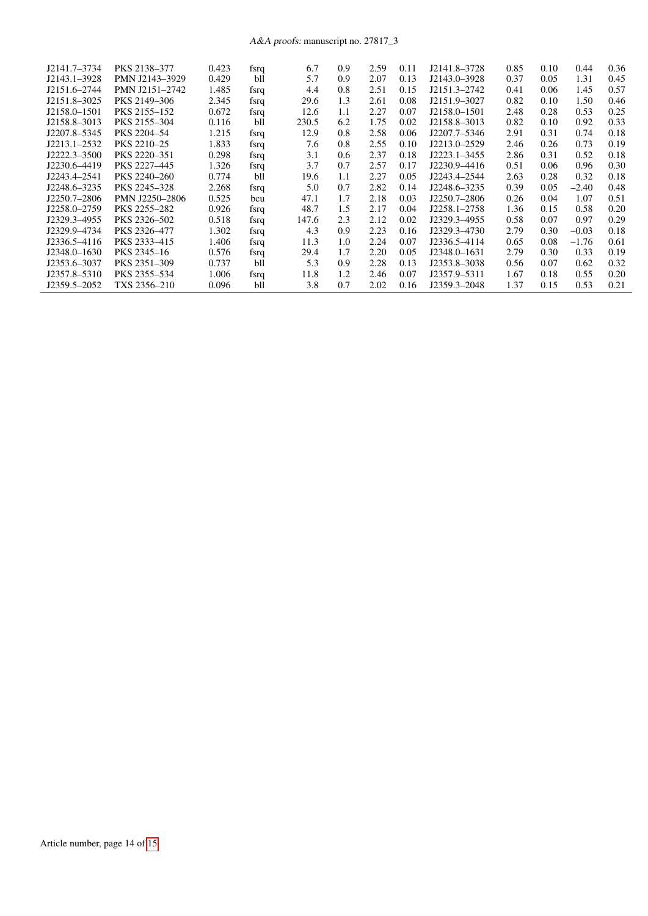| | | | | | | | | | | | | |
|---|---|---|---|---|---|---|---|---|---|---|---|---|
| J2141.7–3734 | PKS 2138–377 | 0.423 | fsrq | 6.7 | 0.9 | 2.59 | 0.11 | J2141.8–3728 | 0.85 | 0.10 | 0.44 | 0.36 |
| J2143.1–3928 | PMN J2143–3929 | 0.429 | bll | 5.7 | 0.9 | 2.07 | 0.13 | J2143.0–3928 | 0.37 | 0.05 | 1.31 | 0.45 |
| J2151.6–2744 | PMN J2151–2742 | 1.485 | fsrq | 4.4 | 0.8 | 2.51 | 0.15 | J2151.3–2742 | 0.41 | 0.06 | 1.45 | 0.57 |
| J2151.8–3025 | PKS 2149–306 | 2.345 | fsrq | 29.6 | 1.3 | 2.61 | 0.08 | J2151.9–3027 | 0.82 | 0.10 | 1.50 | 0.46 |
| J2158.0–1501 | PKS 2155–152 | 0.672 | fsrq | 12.6 | 1.1 | 2.27 | 0.07 | J2158.0–1501 | 2.48 | 0.28 | 0.53 | 0.25 |
| J2158.8–3013 | PKS 2155–304 | 0.116 | bll | 230.5 | 6.2 | 1.75 | 0.02 | J2158.8–3013 | 0.82 | 0.10 | 0.92 | 0.33 |
| J2207.8–5345 | PKS 2204–54 | 1.215 | fsrq | 12.9 | 0.8 | 2.58 | 0.06 | J2207.7–5346 | 2.91 | 0.31 | 0.74 | 0.18 |
| J2213.1–2532 | PKS 2210–25 | 1.833 | fsrq | 7.6 | 0.8 | 2.55 | 0.10 | J2213.0–2529 | 2.46 | 0.26 | 0.73 | 0.19 |
| J2222.3–3500 | PKS 2220–351 | 0.298 | fsrq | 3.1 | 0.6 | 2.37 | 0.18 | J2223.1–3455 | 2.86 | 0.31 | 0.52 | 0.18 |
| J2230.6–4419 | PKS 2227–445 | 1.326 | fsrq | 3.7 | 0.7 | 2.57 | 0.17 | J2230.9–4416 | 0.51 | 0.06 | 0.96 | 0.30 |
| J2243.4–2541 | PKS 2240–260 | 0.774 | bll | 19.6 | 1.1 | 2.27 | 0.05 | J2243.4–2544 | 2.63 | 0.28 | 0.32 | 0.18 |
| J2248.6–3235 | PKS 2245–328 | 2.268 | fsrq | 5.0 | 0.7 | 2.82 | 0.14 | J2248.6–3235 | 0.39 | 0.05 | −2.40 | 0.48 |
| J2250.7–2806 | PMN J2250–2806 | 0.525 | bcu | 47.1 | 1.7 | 2.18 | 0.03 | J2250.7–2806 | 0.26 | 0.04 | 1.07 | 0.51 |
| J2258.0–2759 | PKS 2255–282 | 0.926 | fsrq | 48.7 | 1.5 | 2.17 | 0.04 | J2258.1–2758 | 1.36 | 0.15 | 0.58 | 0.20 |
| J2329.3–4955 | PKS 2326–502 | 0.518 | fsrq | 147.6 | 2.3 | 2.12 | 0.02 | J2329.3–4955 | 0.58 | 0.07 | 0.97 | 0.29 |
| J2329.9–4734 | PKS 2326–477 | 1.302 | fsrq | 4.3 | 0.9 | 2.23 | 0.16 | J2329.3–4730 | 2.79 | 0.30 | −0.03 | 0.18 |
| J2336.5–4116 | PKS 2333–415 | 1.406 | fsrq | 11.3 | 1.0 | 2.24 | 0.07 | J2336.5–4114 | 0.65 | 0.08 | −1.76 | 0.61 |
| J2348.0–1630 | PKS 2345–16 | 0.576 | fsrq | 29.4 | 1.7 | 2.20 | 0.05 | J2348.0–1631 | 2.79 | 0.30 | 0.33 | 0.19 |
| J2353.6–3037 | PKS 2351–309 | 0.737 | bll | 5.3 | 0.9 | 2.28 | 0.13 | J2353.8–3038 | 0.56 | 0.07 | 0.62 | 0.32 |
| J2357.8–5310 | PKS 2355–534 | 1.006 | fsrq | 11.8 | 1.2 | 2.46 | 0.07 | J2357.9–5311 | 1.67 | 0.18 | 0.55 | 0.20 |
| J2359.5–2052 | TXS 2356–210 | 0.096 | bll | 3.8 | 0.7 | 2.02 | 0.16 | J2359.3–2048 | 1.37 | 0.15 | 0.53 | 0.21 |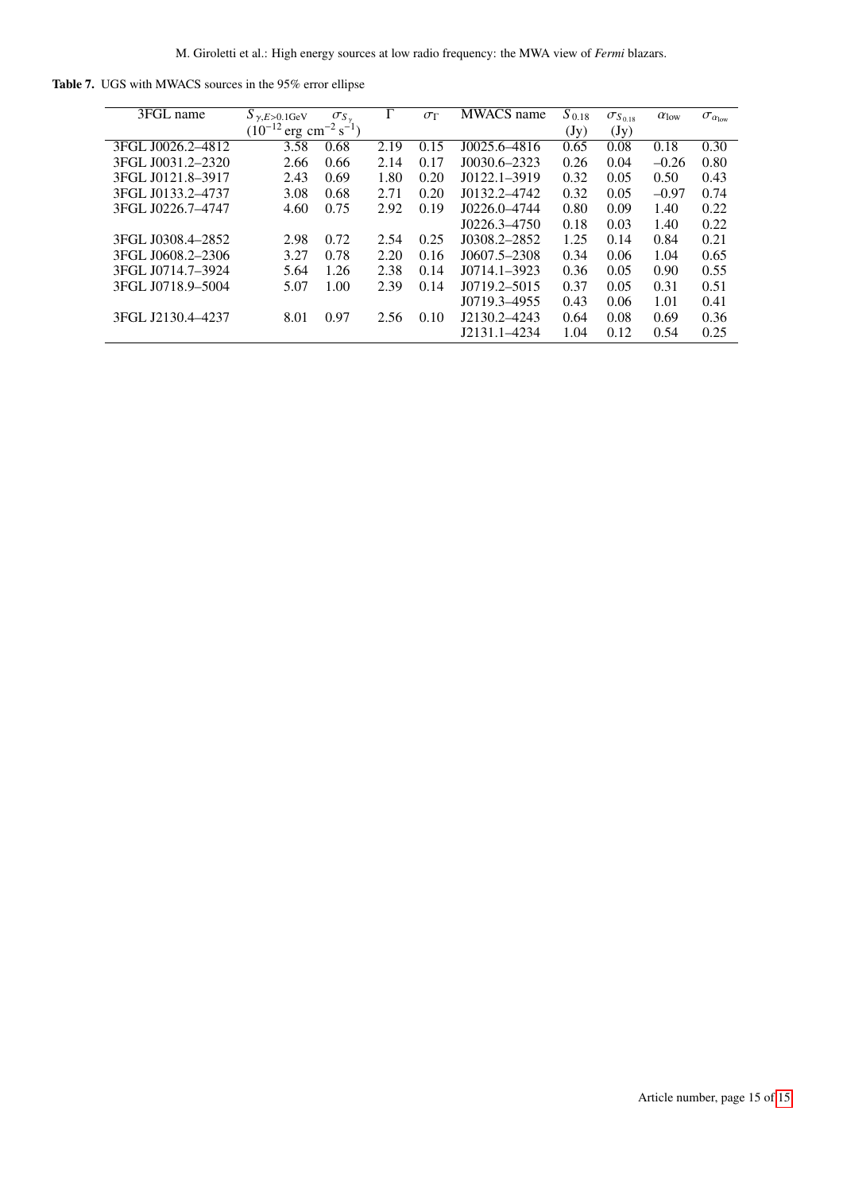**Table 7.** UGS with MWACS sources in the 95% error ellipse

| 3FGL name | $S_{\gamma,E>0.1\mathrm{GeV}}$ ($10^{-12}$ erg cm$^{-2}$ s$^{-1}$) | $\sigma_{S_\gamma}$ | $\Gamma$ | $\sigma_\Gamma$ | MWACS name | $S_{0.18}$ (Jy) | $\sigma_{S_{0.18}}$ (Jy) | $\alpha_{\mathrm{low}}$ | $\sigma_{\alpha_{\mathrm{low}}}$ |
|---|---|---|---|---|---|---|---|---|---|
| 3FGL J0026.2–4812 | 3.58 | 0.68 | 2.19 | 0.15 | J0025.6–4816 | 0.65 | 0.08 | 0.18 | 0.30 |
| 3FGL J0031.2–2320 | 2.66 | 0.66 | 2.14 | 0.17 | J0030.6–2323 | 0.26 | 0.04 | –0.26 | 0.80 |
| 3FGL J0121.8–3917 | 2.43 | 0.69 | 1.80 | 0.20 | J0122.1–3919 | 0.32 | 0.05 | 0.50 | 0.43 |
| 3FGL J0133.2–4737 | 3.08 | 0.68 | 2.71 | 0.20 | J0132.2–4742 | 0.32 | 0.05 | –0.97 | 0.74 |
| 3FGL J0226.7–4747 | 4.60 | 0.75 | 2.92 | 0.19 | J0226.0–4744 | 0.80 | 0.09 | 1.40 | 0.22 |
| | | | | | J0226.3–4750 | 0.18 | 0.03 | 1.40 | 0.22 |
| 3FGL J0308.4–2852 | 2.98 | 0.72 | 2.54 | 0.25 | J0308.2–2852 | 1.25 | 0.14 | 0.84 | 0.21 |
| 3FGL J0608.2–2306 | 3.27 | 0.78 | 2.20 | 0.16 | J0607.5–2308 | 0.34 | 0.06 | 1.04 | 0.65 |
| 3FGL J0714.7–3924 | 5.64 | 1.26 | 2.38 | 0.14 | J0714.1–3923 | 0.36 | 0.05 | 0.90 | 0.55 |
| 3FGL J0718.9–5004 | 5.07 | 1.00 | 2.39 | 0.14 | J0719.2–5015 | 0.37 | 0.05 | 0.31 | 0.51 |
| | | | | | J0719.3–4955 | 0.43 | 0.06 | 1.01 | 0.41 |
| 3FGL J2130.4–4237 | 8.01 | 0.97 | 2.56 | 0.10 | J2130.2–4243 | 0.64 | 0.08 | 0.69 | 0.36 |
| | | | | | J2131.1–4234 | 1.04 | 0.12 | 0.54 | 0.25 |